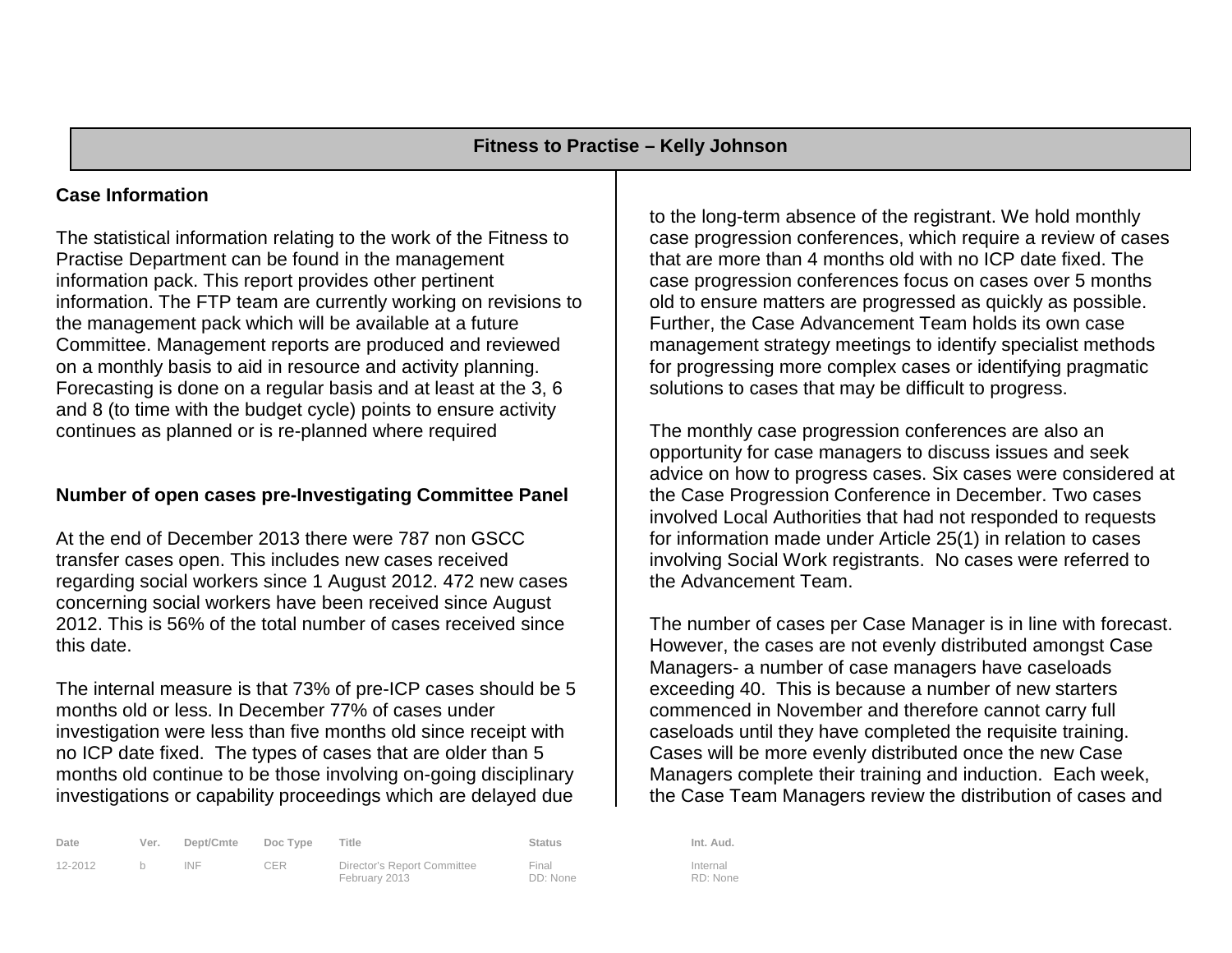## Fitness to Practise – Kelly Johnson

### Case Information

The statistical information relating to the work of the Fitness to Practise Department can be found in the management information pack. This report provides other pertinent information. The FTP team are currently working on revisions to the management pack which will be available at a future Committee. Management reports are produced and reviewed on a monthly basis to aid in resource and activity planning. Forecasting is done on a regular basis and at least at the 3, 6 and 8 (to time with the budget cycle) points to ensure activity continues as planned or is re-planned where required

### Number of open cases pre-Investigating Committee Panel

At the end of December 2013 there were 787 non GSCC transfer cases open. This includes new cases received regarding social workers since 1 August 2012. 472 new cases concerning social workers have been received since August 2012. This is 56% of the total number of cases received since this date.

The internal measure is that 73% of pre-ICP cases should be 5 months old or less. In December 77% of cases under investigation were less than five months old since receipt with no ICP date fixed. The types of cases that are older than 5 months old continue to be those involving on-going disciplinary investigations or capability proceedings which are delayed due to the long-term absence of the registrant. We hold monthly case progression conferences, which require a review of cases that are more than 4 months old with no ICP date fixed. The case progression conferences focus on cases over 5 months old to ensure matters are progressed as quickly as possible. Further, the Case Advancement Team holds its own case management strategy meetings to identify specialist methods for progressing more complex cases or identifying pragmatic solutions to cases that may be difficult to progress.

The monthly case progression conferences are also an opportunity for case managers to discuss issues and seek advice on how to progress cases. Six cases were considered at the Case Progression Conference in December. Two cases involved Local Authorities that had not responded to requests for information made under Article 25(1) in relation to cases involving Social Work registrants. No cases were referred to the Advancement Team.

The number of cases per Case Manager is in line with forecast. However, the cases are not evenly distributed amongst Case Managers- a number of case managers have caseloads exceeding 40. This is because a number of new starters commenced in November and therefore cannot carry full caseloads until they have completed the requisite training. Cases will be more evenly distributed once the new Case Managers complete their training and induction. Each week, the Case Team Managers review the distribution of cases and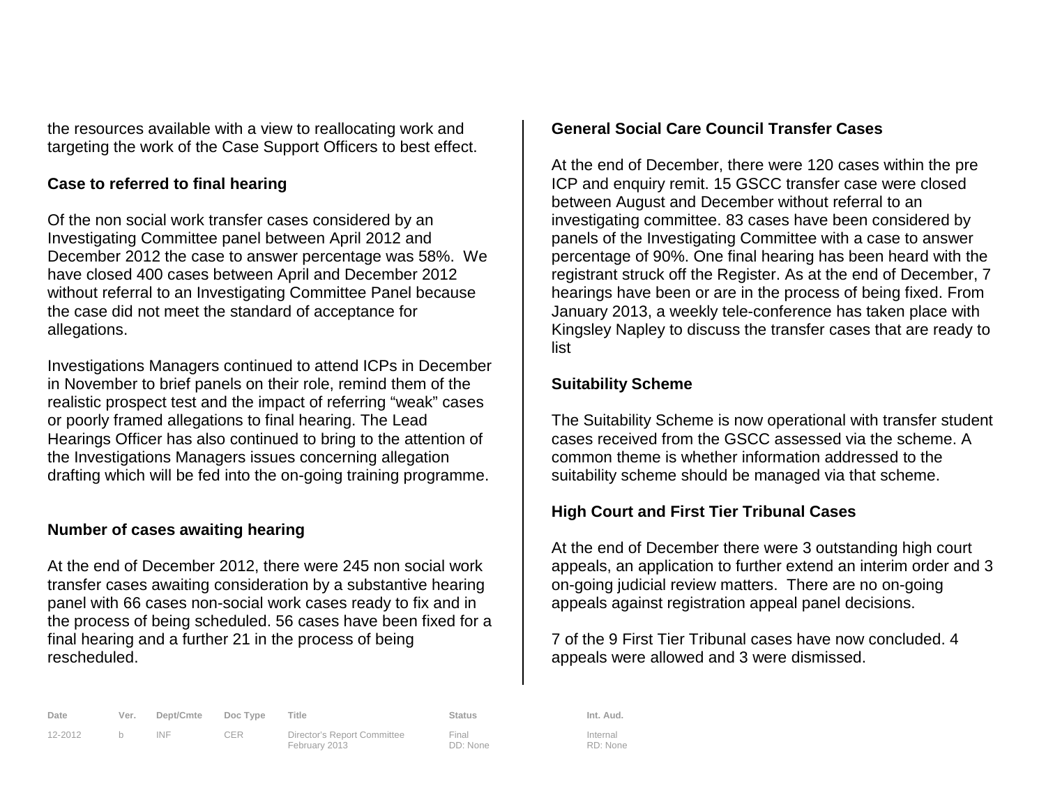the resources available with a view to reallocating work and targeting the work of the Case Support Officers to best effect.

**Case to referred to final hearing**

Of the non social work transfer cases considered by an Investigating Committee panel between April 2012 and December 2012 the case to answer percentage was 58%. We have closed 400 cases between April and December 2012 without referral to an Investigating Committee Panel because the case did not meet the standard of acceptance for allegations.

Investigations Managers continued to attend ICPs in December in November to brief panels on their role, remind them of the realistic prospect test and the impact of referring "weak" cases or poorly framed allegations to final hearing. The Lead Hearings Officer has also continued to bring to the attention of the Investigations Managers issues concerning allegation drafting which will be fed into the on-going training programme.

**Number of cases awaiting hearing**

At the end of December 2012, there were 245 non social work transfer cases awaiting consideration by a substantive hearing panel with 66 cases non-social work cases ready to fix and in the process of being scheduled. 56 cases have been fixed for a final hearing and a further 21 in the process of being rescheduled.

**General Social Care Council Transfer Cases**

At the end of December, there were 120 cases within the pre ICP and enquiry remit. 15 GSCC transfer case were closed between August and December without referral to an investigating committee. 83 cases have been considered by panels of the Investigating Committee with a case to answer percentage of 90%. One final hearing has been heard with the registrant struck off the Register. As at the end of December, 7 hearings have been or are in the process of being fixed. From January 2013, a weekly tele-conference has taken place with Kingsley Napley to discuss the transfer cases that are ready to list

**Suitability Scheme**

The Suitability Scheme is now operational with transfer student cases received from the GSCC assessed via the scheme. A common theme is whether information addressed to the suitability scheme should be managed via that scheme.

**High Court and First Tier Tribunal Cases**

At the end of December there were 3 outstanding high court appeals, an application to further extend an interim order and 3 on-going judicial review matters. There are no on-going appeals against registration appeal panel decisions.

7 of the 9 First Tier Tribunal cases have now concluded. 4 appeals were allowed and 3 were dismissed.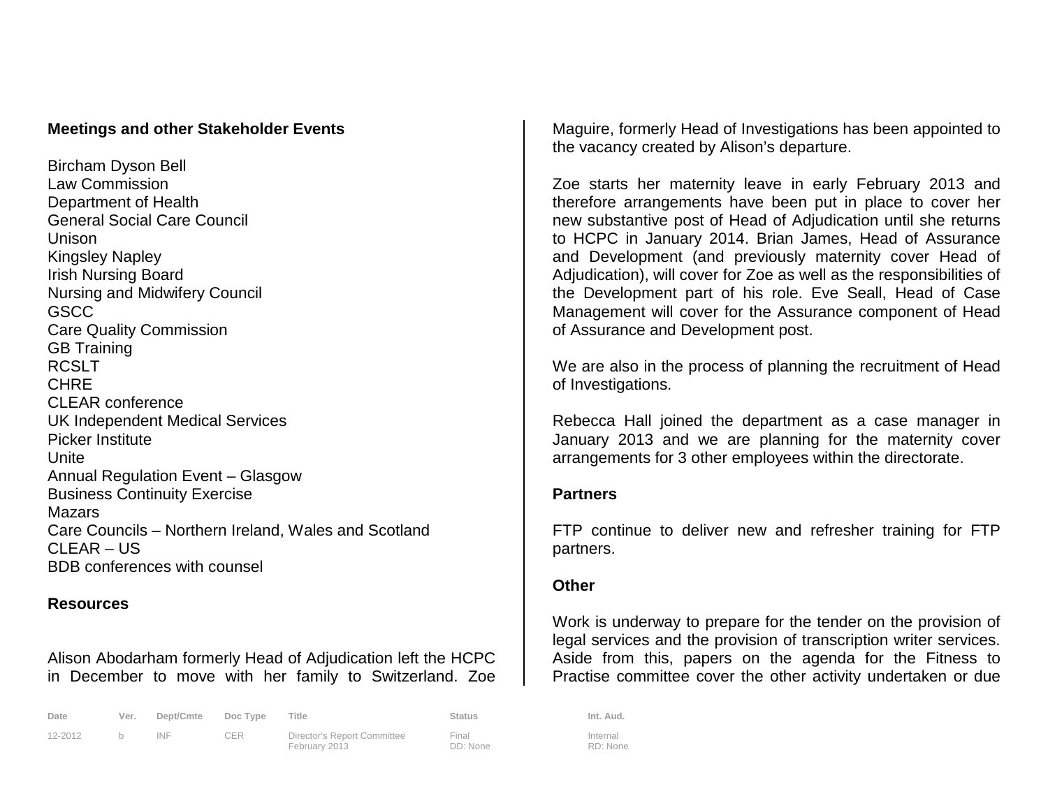**Meetings and other Stakeholder Events**

Bircham Dyson Bell
Law Commission
Department of Health
General Social Care Council
Unison
Kingsley Napley
Irish Nursing Board
Nursing and Midwifery Council
GSCC
Care Quality Commission
GB Training
RCSLT
CHRE
CLEAR conference
UK Independent Medical Services
Picker Institute
Unite
Annual Regulation Event – Glasgow
Business Continuity Exercise
Mazars
Care Councils – Northern Ireland, Wales and Scotland
CLEAR – US
BDB conferences with counsel

**Resources**

Alison Abodarham formerly Head of Adjudication left the HCPC in December to move with her family to Switzerland. Zoe Maguire, formerly Head of Investigations has been appointed to the vacancy created by Alison's departure.

Zoe starts her maternity leave in early February 2013 and therefore arrangements have been put in place to cover her new substantive post of Head of Adjudication until she returns to HCPC in January 2014. Brian James, Head of Assurance and Development (and previously maternity cover Head of Adjudication), will cover for Zoe as well as the responsibilities of the Development part of his role. Eve Seall, Head of Case Management will cover for the Assurance component of Head of Assurance and Development post.

We are also in the process of planning the recruitment of Head of Investigations.

Rebecca Hall joined the department as a case manager in January 2013 and we are planning for the maternity cover arrangements for 3 other employees within the directorate.

**Partners**

FTP continue to deliver new and refresher training for FTP partners.

**Other**

Work is underway to prepare for the tender on the provision of legal services and the provision of transcription writer services. Aside from this, papers on the agenda for the Fitness to Practise committee cover the other activity undertaken or due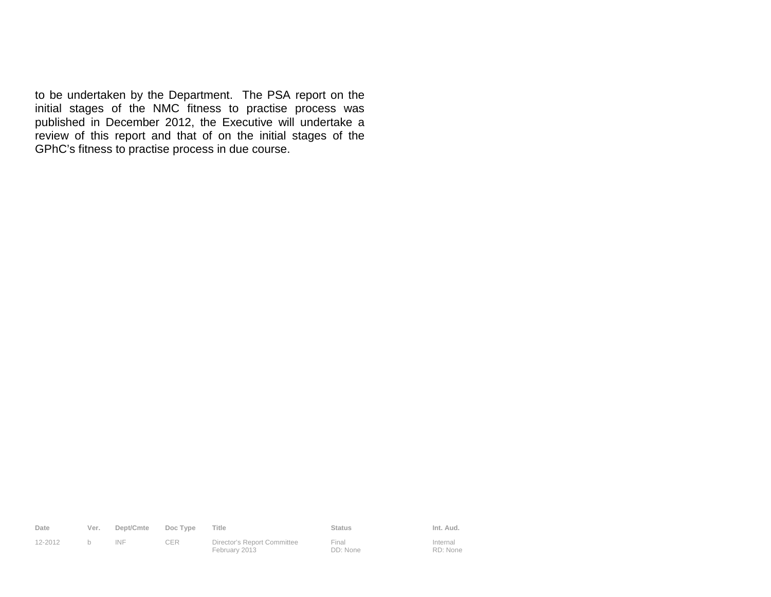to be undertaken by the Department. The PSA report on the initial stages of the NMC fitness to practise process was published in December 2012, the Executive will undertake a review of this report and that of on the initial stages of the GPhC's fitness to practise process in due course.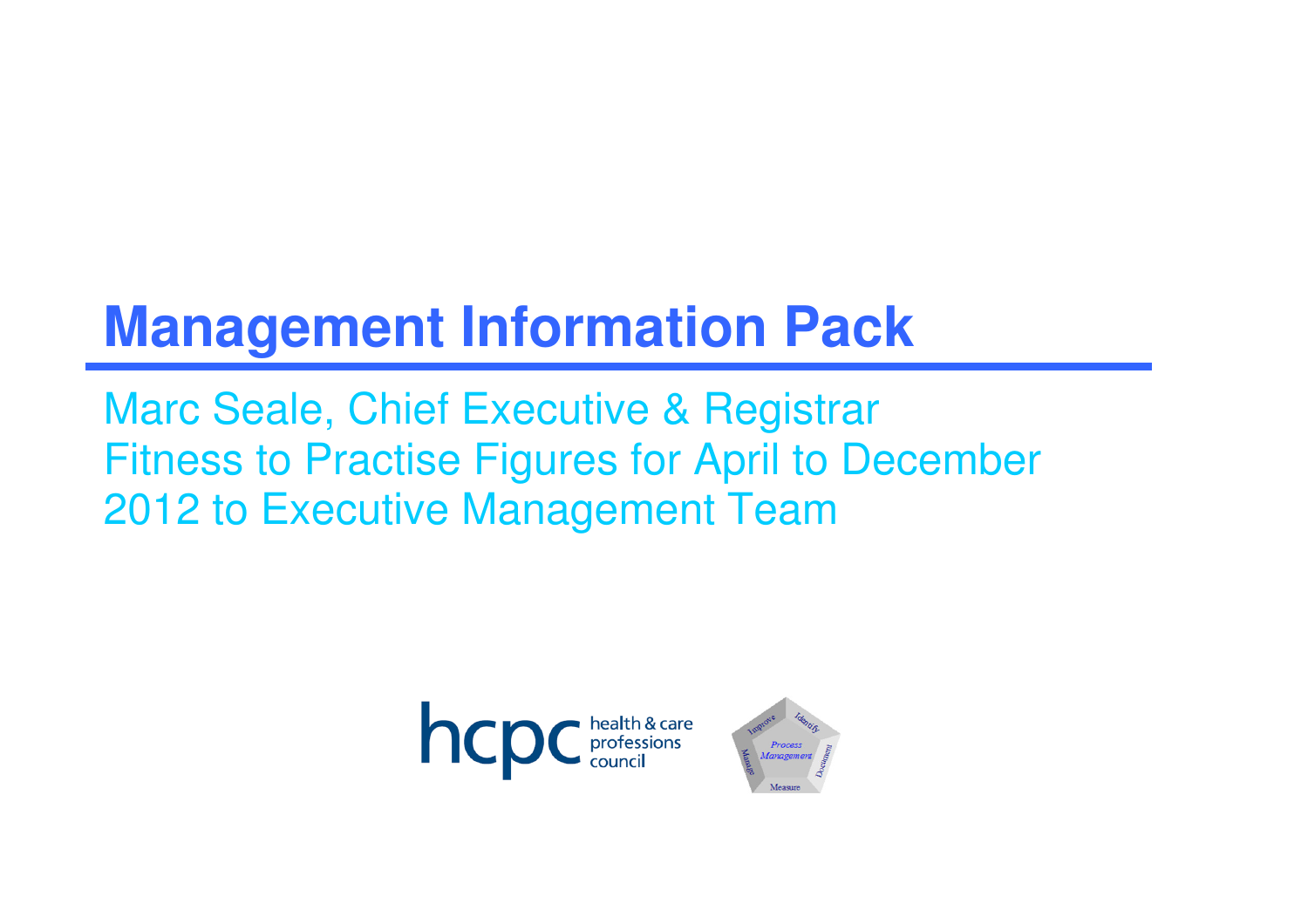# Management Information Pack

Marc Seale, Chief Executive & Registrar
Fitness to Practise Figures for April to December 2012 to Executive Management Team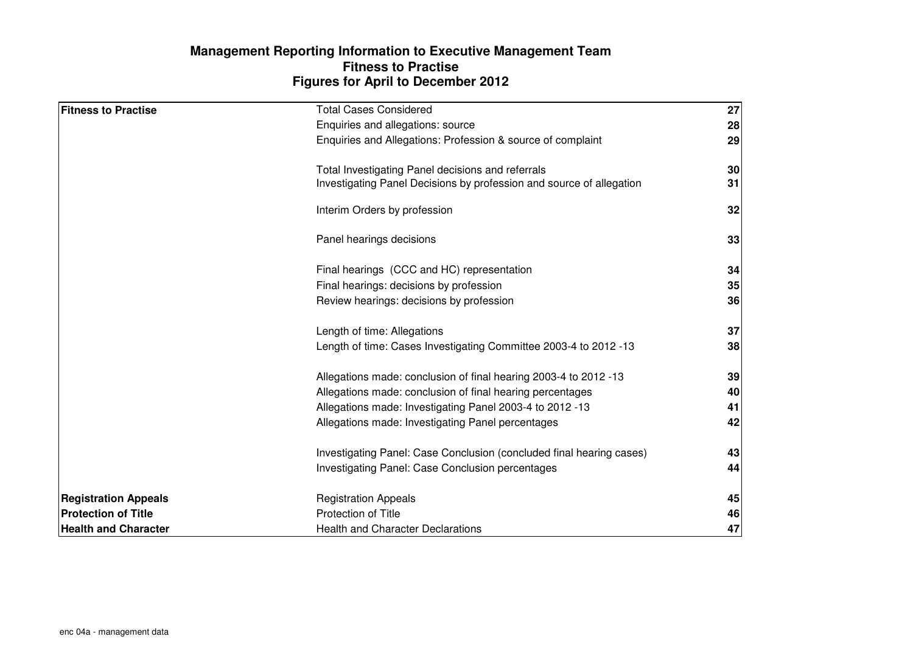**Management Reporting Information to Executive Management Team**
**Fitness to Practise**
**Figures for April to December 2012**

| | | |
|---|---|---|
| **Fitness to Practise** | Total Cases Considered | **27** |
| | Enquiries and allegations: source | **28** |
| | Enquiries and Allegations: Profession & source of complaint | **29** |
| | Total Investigating Panel decisions and referrals | **30** |
| | Investigating Panel Decisions by profession and source of allegation | **31** |
| | Interim Orders by profession | **32** |
| | Panel hearings decisions | **33** |
| | Final hearings (CCC and HC) representation | **34** |
| | Final hearings: decisions by profession | **35** |
| | Review hearings: decisions by profession | **36** |
| | Length of time: Allegations | **37** |
| | Length of time: Cases Investigating Committee 2003-4 to 2012 -13 | **38** |
| | Allegations made: conclusion of final hearing 2003-4 to 2012 -13 | **39** |
| | Allegations made: conclusion of final hearing percentages | **40** |
| | Allegations made: Investigating Panel 2003-4 to 2012 -13 | **41** |
| | Allegations made: Investigating Panel percentages | **42** |
| | Investigating Panel: Case Conclusion (concluded final hearing cases) | **43** |
| | Investigating Panel: Case Conclusion percentages | **44** |
| **Registration Appeals** | Registration Appeals | **45** |
| **Protection of Title** | Protection of Title | **46** |
| **Health and Character** | Health and Character Declarations | **47** |

enc 04a - management data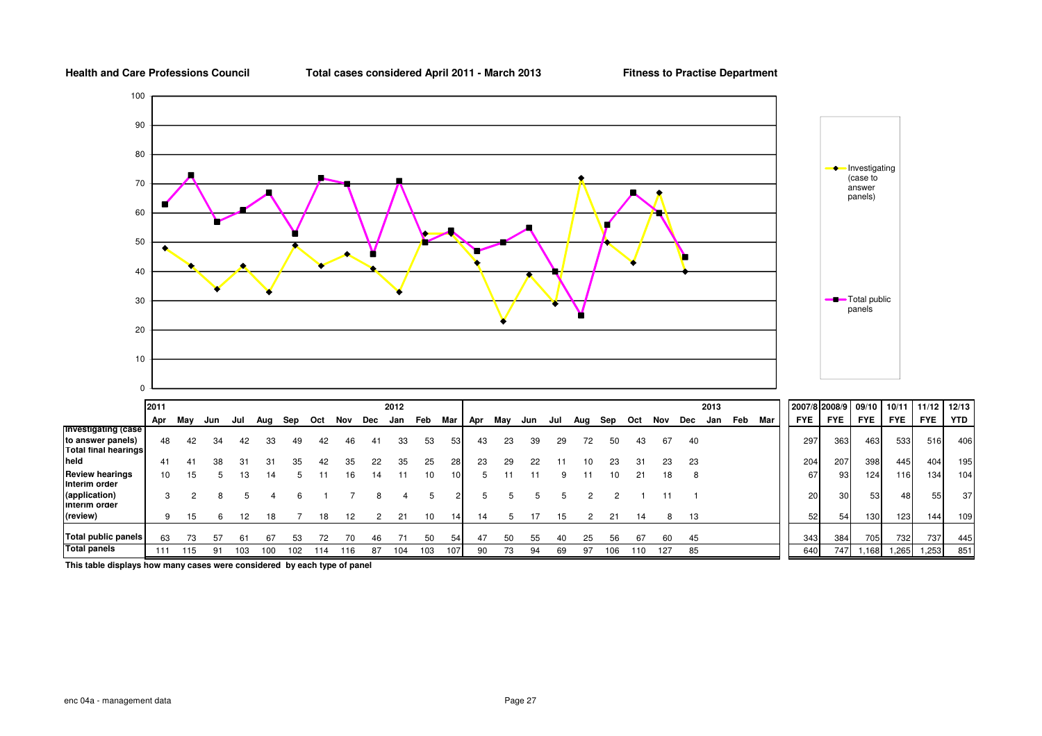**Health and Care Professions Council** **Total cases considered April 2011 - March 2013** **Fitness to Practise Department**

| | 2011 Apr | May | Jun | Jul | Aug | Sep | Oct | Nov | Dec | 2012 Jan | Feb | Mar | Apr | May | Jun | Jul | Aug | Sep | Oct | Nov | Dec | 2013 Jan | Feb | Mar | 2007/8 FYE | 2008/9 FYE | 09/10 FYE | 10/11 FYE | 11/12 FYE | 12/13 YTD |
|---|---|---|---|---|---|---|---|---|---|---|---|---|---|---|---|---|---|---|---|---|---|---|---|---|---|---|---|---|---|---|
| **Investigating (case to answer panels)** | 48 | 42 | 34 | 42 | 33 | 49 | 42 | 46 | 41 | 33 | 53 | 53 | 43 | 23 | 39 | 29 | 72 | 50 | 43 | 67 | 40 | | | | 297 | 363 | 463 | 533 | 516 | 406 |
| **Total final hearings held** | 41 | 41 | 38 | 31 | 31 | 35 | 42 | 35 | 22 | 35 | 25 | 28 | 23 | 29 | 22 | 11 | 10 | 23 | 31 | 23 | 23 | | | | 204 | 207 | 398 | 445 | 404 | 195 |
| **Review hearings** | 10 | 15 | 5 | 13 | 14 | 5 | 11 | 16 | 14 | 11 | 10 | 10 | 5 | 11 | 11 | 9 | 11 | 10 | 21 | 18 | 8 | | | | 67 | 93 | 124 | 116 | 134 | 104 |
| **Interim order (application)** | 3 | 2 | 8 | 5 | 4 | 6 | 1 | 7 | 8 | 4 | 5 | 2 | 5 | 5 | 5 | 5 | 2 | 2 | 1 | 11 | 1 | | | | 20 | 30 | 53 | 48 | 55 | 37 |
| **Interim order (review)** | 9 | 15 | 6 | 12 | 18 | 7 | 18 | 12 | 2 | 21 | 10 | 14 | 14 | 5 | 17 | 15 | 2 | 21 | 14 | 8 | 13 | | | | 52 | 54 | 130 | 123 | 144 | 109 |
| **Total public panels** | 63 | 73 | 57 | 61 | 67 | 53 | 72 | 70 | 46 | 71 | 50 | 54 | 47 | 50 | 55 | 40 | 25 | 56 | 67 | 60 | 45 | | | | 343 | 384 | 705 | 732 | 737 | 445 |
| **Total panels** | 111 | 115 | 91 | 103 | 100 | 102 | 114 | 116 | 87 | 104 | 103 | 107 | 90 | 73 | 94 | 69 | 97 | 106 | 110 | 127 | 85 | | | | 640 | 747 | 1,168 | 1,265 | 1,253 | 851 |

**This table displays how many cases were considered by each type of panel**

enc 04a - management data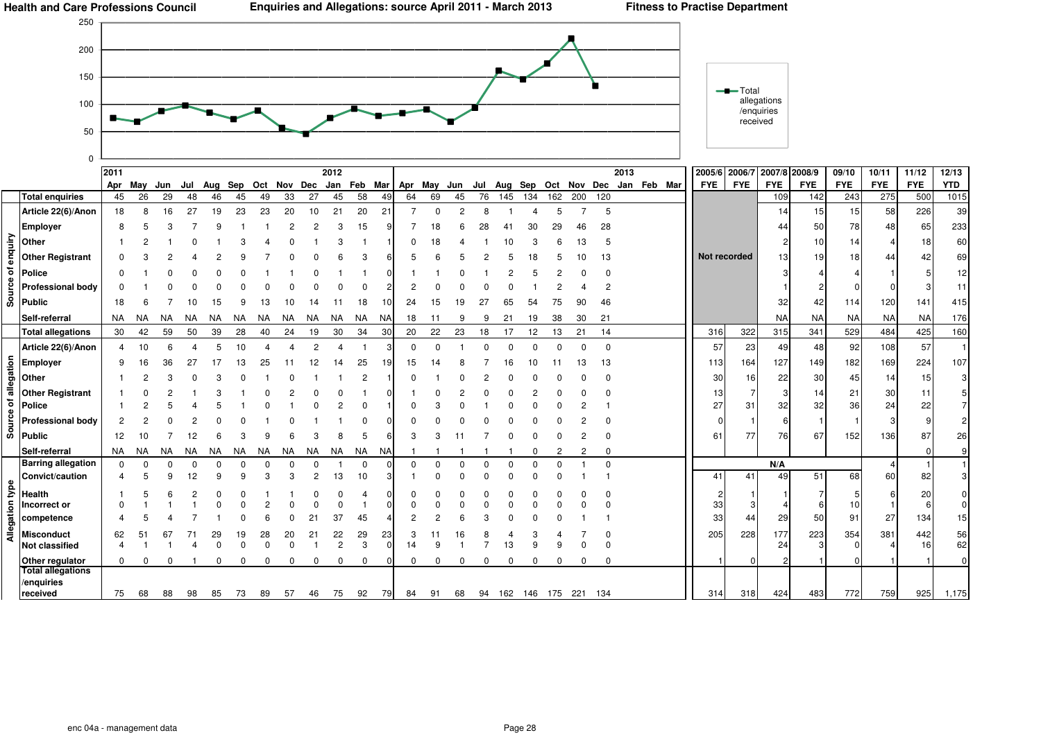# Health and Care Professions Council

## Enquiries and Allegations: source April 2011 - March 2013

### Fitness to Practise Department

| | | 2011 | | | | | | | | | 2012 | | | | | | | | | | | | 2013 | | | 2005/6 | 2006/7 | 2007/8 | 2008/9 | 09/10 | 10/11 | 11/12 | 12/13 |
|---|---|---|---|---|---|---|---|---|---|---|---|---|---|---|---|---|---|---|---|---|---|---|---|---|---|---|---|---|---|---|---|---|---|
| | | Apr | May | Jun | Jul | Aug | Sep | Oct | Nov | Dec | Jan | Feb | Mar | Apr | May | Jun | Jul | Aug | Sep | Oct | Nov | Dec | Jan | Feb | Mar | FYE | FYE | FYE | FYE | FYE | FYE | FYE | YTD |
| | **Total enquiries** | 45 | 26 | 29 | 48 | 46 | 45 | 49 | 33 | 27 | 45 | 58 | 49 | 64 | 69 | 45 | 76 | 145 | 134 | 162 | 200 | 120 | | | | | | 109 | 142 | 243 | 275 | 500 | 1015 |
| Source of enquiry | Article 22(6)/Anon | 18 | 8 | 16 | 27 | 19 | 23 | 23 | 20 | 10 | 21 | 20 | 21 | 7 | 0 | 2 | 8 | 1 | 4 | 5 | 7 | 5 | | | | | | 14 | 15 | 15 | 58 | 226 | 39 |
| | Employer | 8 | 5 | 3 | 7 | 9 | 1 | 1 | 2 | 2 | 3 | 15 | 9 | 7 | 18 | 6 | 28 | 41 | 30 | 29 | 46 | 28 | | | | | | 44 | 50 | 78 | 48 | 65 | 233 |
| | Other | 1 | 2 | 1 | 0 | 1 | 3 | 4 | 0 | 1 | 3 | 1 | 1 | 0 | 18 | 4 | 1 | 10 | 3 | 6 | 13 | 5 | | | | | | 2 | 10 | 14 | 4 | 18 | 60 |
| | Other Registrant | 0 | 3 | 2 | 4 | 2 | 9 | 7 | 0 | 0 | 6 | 3 | 6 | 5 | 6 | 5 | 2 | 5 | 18 | 5 | 10 | 13 | | | | Not recorded | | 13 | 19 | 18 | 44 | 42 | 69 |
| | Police | 0 | 1 | 0 | 0 | 0 | 0 | 1 | 1 | 0 | 1 | 1 | 0 | 1 | 1 | 0 | 1 | 2 | 5 | 2 | 0 | 0 | | | | | | 3 | 4 | 4 | 1 | 5 | 12 |
| | Professional body | 0 | 1 | 0 | 0 | 0 | 0 | 0 | 0 | 0 | 0 | 0 | 2 | 2 | 0 | 0 | 0 | 0 | 1 | 2 | 4 | 2 | | | | | | 1 | 2 | 0 | 0 | 3 | 11 |
| | Public | 18 | 6 | 7 | 10 | 15 | 9 | 13 | 10 | 14 | 11 | 18 | 10 | 24 | 15 | 19 | 27 | 65 | 54 | 75 | 90 | 46 | | | | | | 32 | 42 | 114 | 120 | 141 | 415 |
| | Self-referral | NA | NA | NA | NA | NA | NA | NA | NA | NA | NA | NA | NA | 18 | 11 | 9 | 9 | 21 | 19 | 38 | 30 | 21 | | | | | | NA | NA | NA | NA | NA | 176 |
| | **Total allegations** | 30 | 42 | 59 | 50 | 39 | 28 | 40 | 24 | 19 | 30 | 34 | 30 | 20 | 22 | 23 | 18 | 17 | 12 | 13 | 21 | 14 | | | | 316 | 322 | 315 | 341 | 529 | 484 | 425 | 160 |
| Source of allegation | Article 22(6)/Anon | 4 | 10 | 6 | 4 | 5 | 10 | 4 | 4 | 2 | 4 | 1 | 3 | 0 | 0 | 1 | 0 | 0 | 0 | 0 | 0 | 0 | | | | 57 | 23 | 49 | 48 | 92 | 108 | 57 | 1 |
| | Employer | 9 | 16 | 36 | 27 | 17 | 13 | 25 | 11 | 12 | 14 | 25 | 19 | 15 | 14 | 8 | 7 | 16 | 10 | 11 | 13 | 13 | | | | 113 | 164 | 127 | 149 | 182 | 169 | 224 | 107 |
| | Other | 1 | 2 | 3 | 0 | 3 | 0 | 1 | 0 | 1 | 1 | 2 | 1 | 0 | 1 | 0 | 2 | 0 | 0 | 0 | 0 | 0 | | | | 30 | 16 | 22 | 30 | 45 | 14 | 15 | 3 |
| | Other Registrant | 1 | 0 | 2 | 1 | 3 | 1 | 0 | 2 | 0 | 0 | 1 | 0 | 1 | 0 | 2 | 0 | 0 | 2 | 0 | 0 | 0 | | | | 13 | 7 | 3 | 14 | 21 | 30 | 11 | 5 |
| | Police | 1 | 2 | 5 | 4 | 5 | 1 | 0 | 1 | 0 | 2 | 0 | 1 | 0 | 3 | 0 | 1 | 0 | 0 | 0 | 2 | 1 | | | | 27 | 31 | 32 | 32 | 36 | 24 | 22 | 7 |
| | Professional body | 2 | 2 | 0 | 2 | 0 | 0 | 1 | 0 | 1 | 1 | 0 | 0 | 0 | 0 | 0 | 0 | 0 | 0 | 0 | 2 | 0 | | | | 0 | 1 | 6 | 1 | 1 | 3 | 9 | 2 |
| | Public | 12 | 10 | 7 | 12 | 6 | 3 | 9 | 6 | 3 | 8 | 5 | 6 | 3 | 3 | 11 | 7 | 0 | 0 | 0 | 2 | 0 | | | | 61 | 77 | 76 | 67 | 152 | 136 | 87 | 26 |
| | Self-referral | NA | NA | NA | NA | NA | NA | NA | NA | NA | NA | NA | NA | 1 | 1 | 1 | 1 | 1 | 0 | 2 | 2 | 0 | | | | | | | | | | 0 | 9 |
| Allegation type | Barring allegation | 0 | 0 | 0 | 0 | 0 | 0 | 0 | 0 | 0 | 1 | 0 | 0 | 0 | 0 | 0 | 0 | 0 | 0 | 0 | 1 | 0 | | | | | | N/A | | | 4 | 1 | 1 |
| | Convict/caution | 4 | 5 | 9 | 12 | 9 | 9 | 3 | 3 | 2 | 13 | 10 | 3 | 1 | 0 | 0 | 0 | 0 | 0 | 0 | 1 | 1 | | | | 41 | 41 | 49 | 51 | 68 | 60 | 82 | 3 |
| | Health | 1 | 5 | 6 | 2 | 0 | 0 | 1 | 1 | 0 | 0 | 4 | 0 | 0 | 0 | 0 | 0 | 0 | 0 | 0 | 0 | 0 | | | | 2 | 1 | 1 | 7 | 5 | 6 | 20 | 0 |
| | Incorrect or | 0 | 1 | 1 | 1 | 0 | 0 | 2 | 0 | 0 | 0 | 1 | 0 | 0 | 0 | 0 | 0 | 0 | 0 | 0 | 0 | 0 | | | | 33 | 3 | 4 | 6 | 10 | 1 | 6 | 0 |
| | competence | 4 | 5 | 4 | 7 | 1 | 0 | 6 | 0 | 21 | 37 | 45 | 4 | 2 | 2 | 6 | 3 | 0 | 0 | 0 | 1 | 1 | | | | 33 | 44 | 29 | 50 | 91 | 27 | 134 | 15 |
| | Misconduct | 62 | 51 | 67 | 71 | 29 | 19 | 28 | 20 | 21 | 22 | 29 | 23 | 3 | 11 | 16 | 8 | 4 | 3 | 4 | 7 | 0 | | | | 205 | 228 | 177 | 223 | 354 | 381 | 442 | 56 |
| | Not classified | 4 | 1 | 1 | 4 | 0 | 0 | 0 | 0 | 1 | 2 | 3 | 0 | 14 | 9 | 1 | 7 | 13 | 9 | 9 | 0 | 0 | | | | | | 24 | 3 | 0 | 4 | 16 | 62 |
| | Other regulator | 0 | 0 | 0 | 1 | 0 | 0 | 0 | 0 | 0 | 0 | 0 | 0 | 0 | 0 | 0 | 0 | 0 | 0 | 0 | 0 | 0 | | | | 1 | 0 | 2 | 1 | 0 | 1 | 1 | 0 |
| | **Total allegations /enquiries received** | 75 | 68 | 88 | 98 | 85 | 73 | 89 | 57 | 46 | 75 | 92 | 79 | 84 | 91 | 68 | 94 | 162 | 146 | 175 | 221 | 134 | | | | 314 | 318 | 424 | 483 | 772 | 759 | 925 | 1,175 |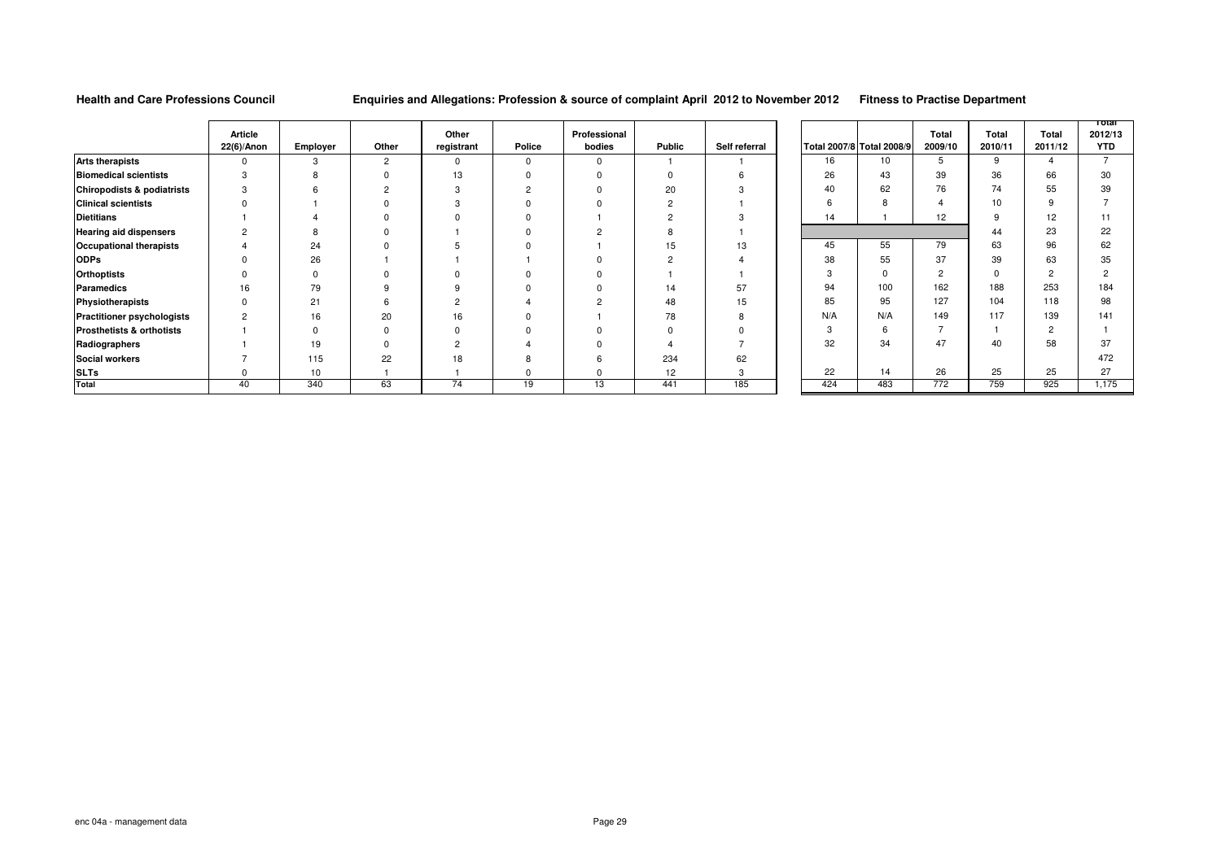**Health and Care Professions Council** **Enquiries and Allegations: Profession & source of complaint April 2012 to November 2012** **Fitness to Practise Department**

| | Article 22(6)/Anon | Employer | Other | Other registrant | Police | Professional bodies | Public | Self referral | Total 2007/8 | Total 2008/9 | Total 2009/10 | Total 2010/11 | Total 2011/12 | Total 2012/13 YTD |
|---|---|---|---|---|---|---|---|---|---|---|---|---|---|---|
| **Arts therapists** | 0 | 3 | 2 | 0 | 0 | 0 | 1 | 1 | 16 | 10 | 5 | 9 | 4 | 7 |
| **Biomedical scientists** | 3 | 8 | 0 | 13 | 0 | 0 | 0 | 6 | 26 | 43 | 39 | 36 | 66 | 30 |
| **Chiropodists & podiatrists** | 3 | 6 | 2 | 3 | 2 | 0 | 20 | 3 | 40 | 62 | 76 | 74 | 55 | 39 |
| **Clinical scientists** | 0 | 1 | 0 | 3 | 0 | 0 | 2 | 1 | 6 | 8 | 4 | 10 | 9 | 7 |
| **Dietitians** | 1 | 4 | 0 | 0 | 0 | 1 | 2 | 3 | 14 | 1 | 12 | 9 | 12 | 11 |
| **Hearing aid dispensers** | 2 | 8 | 0 | 1 | 0 | 2 | 8 | 1 | | | | 44 | 23 | 22 |
| **Occupational therapists** | 4 | 24 | 0 | 5 | 0 | 1 | 15 | 13 | 45 | 55 | 79 | 63 | 96 | 62 |
| **ODPs** | 0 | 26 | 1 | 1 | 1 | 0 | 2 | 4 | 38 | 55 | 37 | 39 | 63 | 35 |
| **Orthoptists** | 0 | 0 | 0 | 0 | 0 | 0 | 1 | 1 | 3 | 0 | 2 | 0 | 2 | 2 |
| **Paramedics** | 16 | 79 | 9 | 9 | 0 | 0 | 14 | 57 | 94 | 100 | 162 | 188 | 253 | 184 |
| **Physiotherapists** | 0 | 21 | 6 | 2 | 4 | 2 | 48 | 15 | 85 | 95 | 127 | 104 | 118 | 98 |
| **Practitioner psychologists** | 2 | 16 | 20 | 16 | 0 | 1 | 78 | 8 | N/A | N/A | 149 | 117 | 139 | 141 |
| **Prosthetists & orthotists** | 1 | 0 | 0 | 0 | 0 | 0 | 0 | 0 | 3 | 6 | 7 | 1 | 2 | 1 |
| **Radiographers** | 1 | 19 | 0 | 2 | 4 | 0 | 4 | 7 | 32 | 34 | 47 | 40 | 58 | 37 |
| **Social workers** | 7 | 115 | 22 | 18 | 8 | 6 | 234 | 62 | | | | | | 472 |
| **SLTs** | 0 | 10 | 1 | 1 | 0 | 0 | 12 | 3 | 22 | 14 | 26 | 25 | 25 | 27 |
| **Total** | 40 | 340 | 63 | 74 | 19 | 13 | 441 | 185 | 424 | 483 | 772 | 759 | 925 | 1,175 |

enc 04a - management data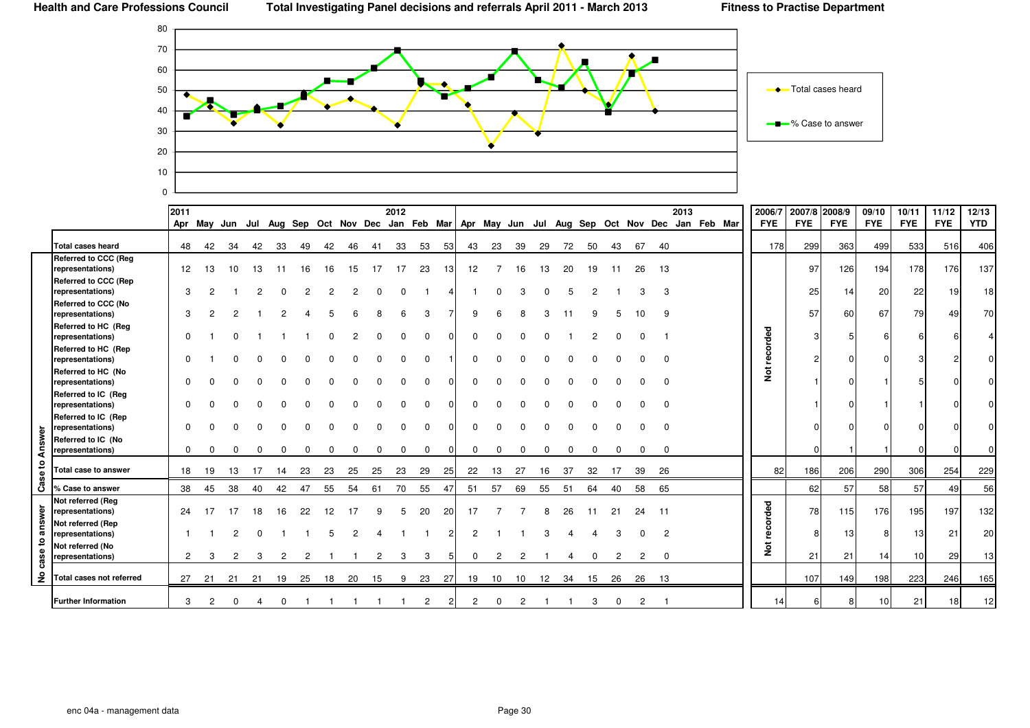**Health and Care Professions Council** | **Total Investigating Panel decisions and referrals April 2011 - March 2013** | **Fitness to Practise Department**

|  |  | 2011 Apr | May | Jun | Jul | Aug | Sep | Oct | Nov | Dec | 2012 Jan | Feb | Mar | Apr | May | Jun | Jul | Aug | Sep | Oct | Nov | Dec | 2013 Jan | Feb | Mar | 2006/7 FYE | 2007/8 FYE | 2008/9 FYE | 09/10 FYE | 10/11 FYE | 11/12 FYE | 12/13 YTD |
|---|---|---|---|---|---|---|---|---|---|---|---|---|---|---|---|---|---|---|---|---|---|---|---|---|---|---|---|---|---|---|---|---|
|  | **Total cases heard** | 48 | 42 | 34 | 42 | 33 | 49 | 42 | 46 | 41 | 33 | 53 | 53 | 43 | 23 | 39 | 29 | 72 | 50 | 43 | 67 | 40 |  |  |  | 178 | 299 | 363 | 499 | 533 | 516 | 406 |
| Case to Answer | Referred to CCC (Reg representations) | 12 | 13 | 10 | 13 | 11 | 16 | 16 | 15 | 17 | 17 | 23 | 13 | 12 | 7 | 16 | 13 | 20 | 19 | 11 | 26 | 13 |  |  |  | Not recorded | 97 | 126 | 194 | 178 | 176 | 137 |
|  | Referred to CCC (Rep representations) | 3 | 2 | 1 | 2 | 0 | 2 | 2 | 2 | 0 | 0 | 1 | 4 | 1 | 0 | 3 | 0 | 5 | 2 | 1 | 3 | 3 |  |  |  |  | 25 | 14 | 20 | 22 | 19 | 18 |
|  | Referred to CCC (No representations) | 3 | 2 | 2 | 1 | 2 | 4 | 5 | 6 | 8 | 6 | 3 | 7 | 9 | 6 | 8 | 3 | 11 | 9 | 5 | 10 | 9 |  |  |  |  | 57 | 60 | 67 | 79 | 49 | 70 |
|  | Referred to HC (Reg representations) | 0 | 1 | 0 | 1 | 1 | 1 | 0 | 2 | 0 | 0 | 0 | 0 | 0 | 0 | 0 | 0 | 1 | 2 | 0 | 0 | 1 |  |  |  |  | 3 | 5 | 6 | 6 | 6 | 4 |
|  | Referred to HC (Rep representations) | 0 | 1 | 0 | 0 | 0 | 0 | 0 | 0 | 0 | 0 | 0 | 1 | 0 | 0 | 0 | 0 | 0 | 0 | 0 | 0 | 0 |  |  |  |  | 2 | 0 | 0 | 3 | 2 | 0 |
|  | Referred to HC (No representations) | 0 | 0 | 0 | 0 | 0 | 0 | 0 | 0 | 0 | 0 | 0 | 0 | 0 | 0 | 0 | 0 | 0 | 0 | 0 | 0 | 0 |  |  |  |  | 1 | 0 | 1 | 5 | 0 | 0 |
|  | Referred to IC (Reg representations) | 0 | 0 | 0 | 0 | 0 | 0 | 0 | 0 | 0 | 0 | 0 | 0 | 0 | 0 | 0 | 0 | 0 | 0 | 0 | 0 | 0 |  |  |  |  | 1 | 0 | 1 | 1 | 0 | 0 |
|  | Referred to IC (Rep representations) | 0 | 0 | 0 | 0 | 0 | 0 | 0 | 0 | 0 | 0 | 0 | 0 | 0 | 0 | 0 | 0 | 0 | 0 | 0 | 0 | 0 |  |  |  |  | 0 | 0 | 0 | 0 | 0 | 0 |
|  | Referred to IC (No representations) | 0 | 0 | 0 | 0 | 0 | 0 | 0 | 0 | 0 | 0 | 0 | 0 | 0 | 0 | 0 | 0 | 0 | 0 | 0 | 0 | 0 |  |  |  |  | 0 | 1 | 1 | 0 | 0 | 0 |
|  | **Total case to answer** | 18 | 19 | 13 | 17 | 14 | 23 | 23 | 25 | 25 | 23 | 29 | 25 | 22 | 13 | 27 | 16 | 37 | 32 | 17 | 39 | 26 |  |  |  | 82 | 186 | 206 | 290 | 306 | 254 | 229 |
|  | **% Case to answer** | 38 | 45 | 38 | 40 | 42 | 47 | 55 | 54 | 61 | 70 | 55 | 47 | 51 | 57 | 69 | 55 | 51 | 64 | 40 | 58 | 65 |  |  |  |  | 62 | 57 | 58 | 57 | 49 | 56 |
| No case to answer | Not referred (Reg representations) | 24 | 17 | 17 | 18 | 16 | 22 | 12 | 17 | 9 | 5 | 20 | 20 | 17 | 7 | 7 | 8 | 26 | 11 | 21 | 24 | 11 |  |  |  | Not recorded | 78 | 115 | 176 | 195 | 197 | 132 |
|  | Not referred (Rep representations) | 1 | 1 | 2 | 0 | 1 | 1 | 5 | 2 | 4 | 1 | 1 | 2 | 2 | 1 | 1 | 3 | 4 | 4 | 3 | 0 | 2 |  |  |  |  | 8 | 13 | 8 | 13 | 21 | 20 |
|  | Not referred (No representations) | 2 | 3 | 2 | 3 | 2 | 2 | 1 | 1 | 2 | 3 | 3 | 5 | 0 | 2 | 2 | 1 | 4 | 0 | 2 | 2 | 0 |  |  |  |  | 21 | 21 | 14 | 10 | 29 | 13 |
|  | **Total cases not referred** | 27 | 21 | 21 | 21 | 19 | 25 | 18 | 20 | 15 | 9 | 23 | 27 | 19 | 10 | 10 | 12 | 34 | 15 | 26 | 26 | 13 |  |  |  |  | 107 | 149 | 198 | 223 | 246 | 165 |
|  | **Further Information** | 3 | 2 | 0 | 4 | 0 | 1 | 1 | 1 | 1 | 1 | 2 | 2 | 2 | 0 | 2 | 1 | 1 | 3 | 0 | 2 | 1 |  |  |  | 14 | 6 | 8 | 10 | 21 | 18 | 12 |

enc 04a - management data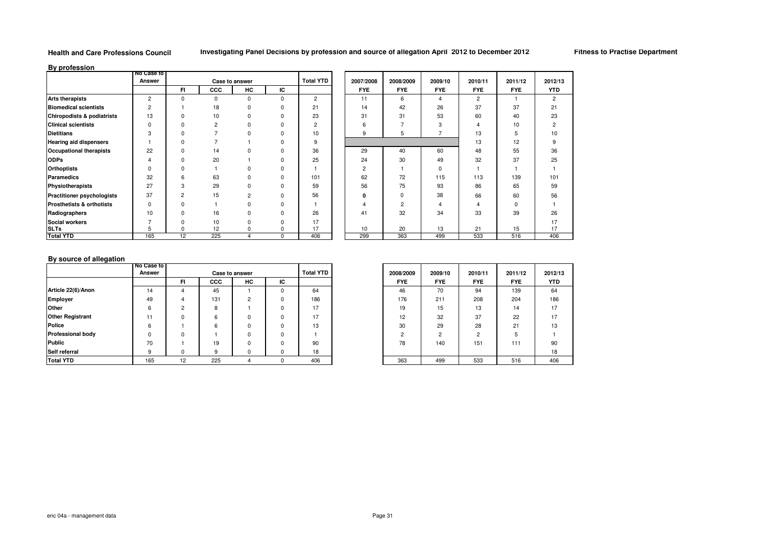**Health and Care Professions Council** — **Investigating Panel Decisions by profession and source of allegation April 2012 to December 2012** — **Fitness to Practise Department**

## By profession

| | No Case to Answer | Case to answer | | | | Total YTD | 2007/2008 | 2008/2009 | 2009/10 | 2010/11 | 2011/12 | 2012/13 |
|---|---|---|---|---|---|---|---|---|---|---|---|---|
| | | FI | CCC | HC | IC | | FYE | FYE | FYE | FYE | FYE | YTD |
| **Arts therapists** | 2 | 0 | 0 | 0 | 0 | 2 | 11 | 6 | 4 | 2 | 1 | 2 |
| **Biomedical scientists** | 2 | 1 | 18 | 0 | 0 | 21 | 14 | 42 | 26 | 37 | 37 | 21 |
| **Chiropodists & podiatrists** | 13 | 0 | 10 | 0 | 0 | 23 | 31 | 31 | 53 | 60 | 40 | 23 |
| **Clinical scientists** | 0 | 0 | 2 | 0 | 0 | 2 | 6 | 7 | 3 | 4 | 10 | 2 |
| **Dietitians** | 3 | 0 | 7 | 0 | 0 | 10 | 9 | 5 | 7 | 13 | 5 | 10 |
| **Hearing aid dispensers** | 1 | 0 | 7 | 1 | 0 | 9 | | | | 13 | 12 | 9 |
| **Occupational therapists** | 22 | 0 | 14 | 0 | 0 | 36 | 29 | 40 | 60 | 48 | 55 | 36 |
| **ODPs** | 4 | 0 | 20 | 1 | 0 | 25 | 24 | 30 | 49 | 32 | 37 | 25 |
| **Orthoptists** | 0 | 0 | 1 | 0 | 0 | 1 | 2 | 1 | 0 | 1 | 1 | 1 |
| **Paramedics** | 32 | 6 | 63 | 0 | 0 | 101 | 62 | 72 | 115 | 113 | 139 | 101 |
| **Physiotherapists** | 27 | 3 | 29 | 0 | 0 | 59 | 56 | 75 | 93 | 86 | 65 | 59 |
| **Practitioner psychologists** | 37 | 2 | 15 | 2 | 0 | 56 | 0 | 0 | 38 | 66 | 60 | 56 |
| **Prosthetists & orthotists** | 0 | 0 | 1 | 0 | 0 | 1 | 4 | 2 | 4 | 4 | 0 | 1 |
| **Radiographers** | 10 | 0 | 16 | 0 | 0 | 26 | 41 | 32 | 34 | 33 | 39 | 26 |
| **Social workers** | 7 | 0 | 10 | 0 | 0 | 17 | | | | | | 17 |
| **SLTs** | 5 | 0 | 12 | 0 | 0 | 17 | 10 | 20 | 13 | 21 | 15 | 17 |
| **Total YTD** | 165 | 12 | 225 | 4 | 0 | 406 | 299 | 363 | 499 | 533 | 516 | 406 |

## By source of allegation

| | No Case to Answer | Case to answer | | | | Total YTD | 2008/2009 | 2009/10 | 2010/11 | 2011/12 | 2012/13 |
|---|---|---|---|---|---|---|---|---|---|---|---|
| | | FI | CCC | HC | IC | | FYE | FYE | FYE | FYE | YTD |
| **Article 22(6)/Anon** | 14 | 4 | 45 | 1 | 0 | 64 | 46 | 70 | 94 | 139 | 64 |
| **Employer** | 49 | 4 | 131 | 2 | 0 | 186 | 176 | 211 | 208 | 204 | 186 |
| **Other** | 6 | 2 | 8 | 1 | 0 | 17 | 19 | 15 | 13 | 14 | 17 |
| **Other Registrant** | 11 | 0 | 6 | 0 | 0 | 17 | 12 | 32 | 37 | 22 | 17 |
| **Police** | 6 | 1 | 6 | 0 | 0 | 13 | 30 | 29 | 28 | 21 | 13 |
| **Professional body** | 0 | 0 | 1 | 0 | 0 | 1 | 2 | 2 | 2 | 5 | 1 |
| **Public** | 70 | 1 | 19 | 0 | 0 | 90 | 78 | 140 | 151 | 111 | 90 |
| **Self referral** | 9 | 0 | 9 | 0 | 0 | 18 | | | | | 18 |
| **Total YTD** | 165 | 12 | 225 | 4 | 0 | 406 | 363 | 499 | 533 | 516 | 406 |

enc 04a - management data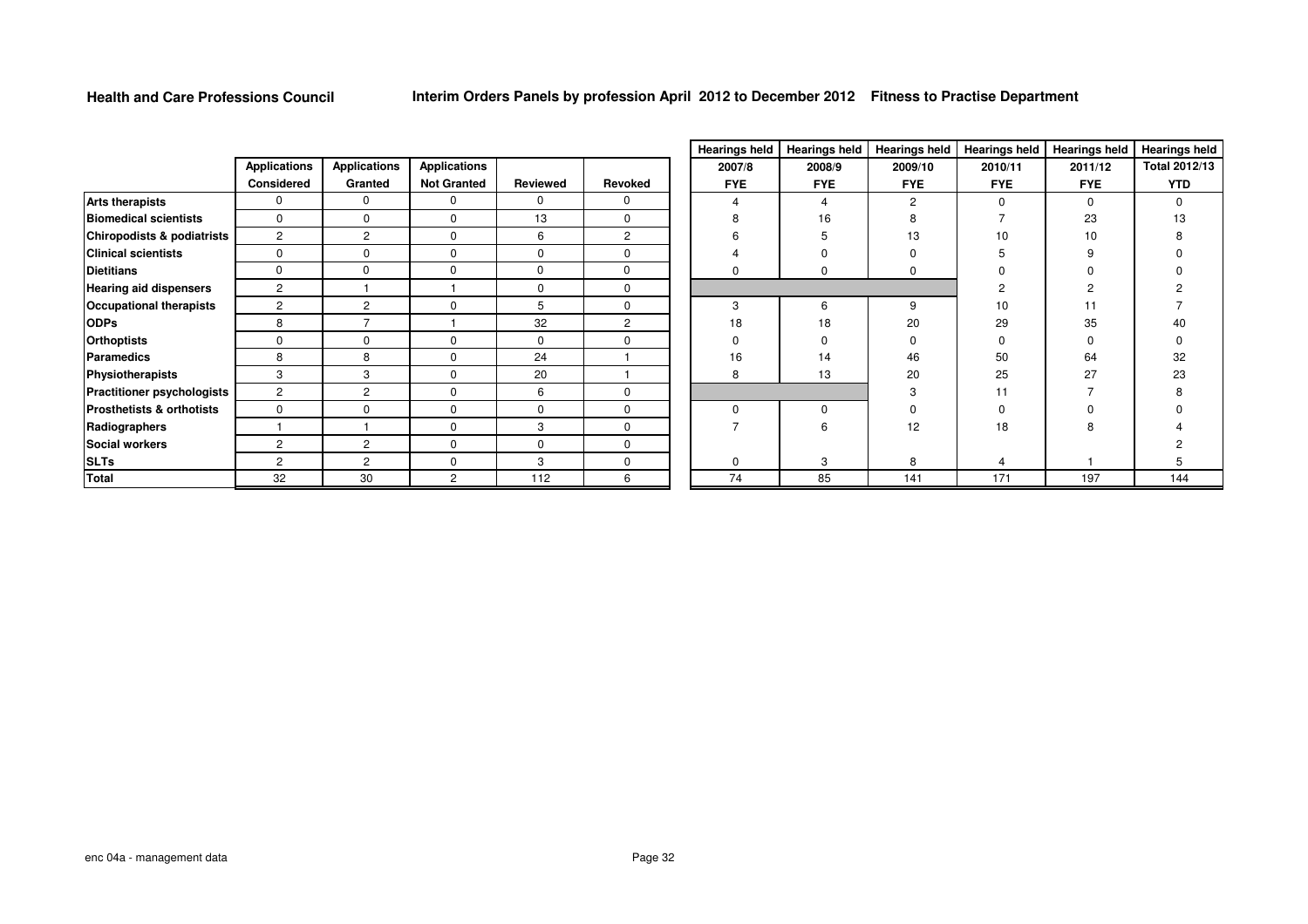**Health and Care Professions Council** **Interim Orders Panels by profession April 2012 to December 2012 Fitness to Practise Department**

| | Applications Considered | Applications Granted | Applications Not Granted | Reviewed | Revoked | Hearings held 2007/8 FYE | Hearings held 2008/9 FYE | Hearings held 2009/10 FYE | Hearings held 2010/11 FYE | Hearings held 2011/12 FYE | Hearings held Total 2012/13 YTD |
|---|---|---|---|---|---|---|---|---|---|---|---|
| **Arts therapists** | 0 | 0 | 0 | 0 | 0 | 4 | 4 | 2 | 0 | 0 | 0 |
| **Biomedical scientists** | 0 | 0 | 0 | 13 | 0 | 8 | 16 | 8 | 7 | 23 | 13 |
| **Chiropodists & podiatrists** | 2 | 2 | 0 | 6 | 2 | 6 | 5 | 13 | 10 | 10 | 8 |
| **Clinical scientists** | 0 | 0 | 0 | 0 | 0 | 4 | 0 | 0 | 5 | 9 | 0 |
| **Dietitians** | 0 | 0 | 0 | 0 | 0 | 0 | 0 | 0 | 0 | 0 | 0 |
| **Hearing aid dispensers** | 2 | 1 | 1 | 0 | 0 | | | | 2 | 2 | 2 |
| **Occupational therapists** | 2 | 2 | 0 | 5 | 0 | 3 | 6 | 9 | 10 | 11 | 7 |
| **ODPs** | 8 | 7 | 1 | 32 | 2 | 18 | 18 | 20 | 29 | 35 | 40 |
| **Orthoptists** | 0 | 0 | 0 | 0 | 0 | 0 | 0 | 0 | 0 | 0 | 0 |
| **Paramedics** | 8 | 8 | 0 | 24 | 1 | 16 | 14 | 46 | 50 | 64 | 32 |
| **Physiotherapists** | 3 | 3 | 0 | 20 | 1 | 8 | 13 | 20 | 25 | 27 | 23 |
| **Practitioner psychologists** | 2 | 2 | 0 | 6 | 0 | | | 3 | 11 | 7 | 8 |
| **Prosthetists & orthotists** | 0 | 0 | 0 | 0 | 0 | 0 | 0 | 0 | 0 | 0 | 0 |
| **Radiographers** | 1 | 1 | 0 | 3 | 0 | 7 | 6 | 12 | 18 | 8 | 4 |
| **Social workers** | 2 | 2 | 0 | 0 | 0 | | | | | | 2 |
| **SLTs** | 2 | 2 | 0 | 3 | 0 | 0 | 3 | 8 | 4 | 1 | 5 |
| **Total** | 32 | 30 | 2 | 112 | 6 | 74 | 85 | 141 | 171 | 197 | 144 |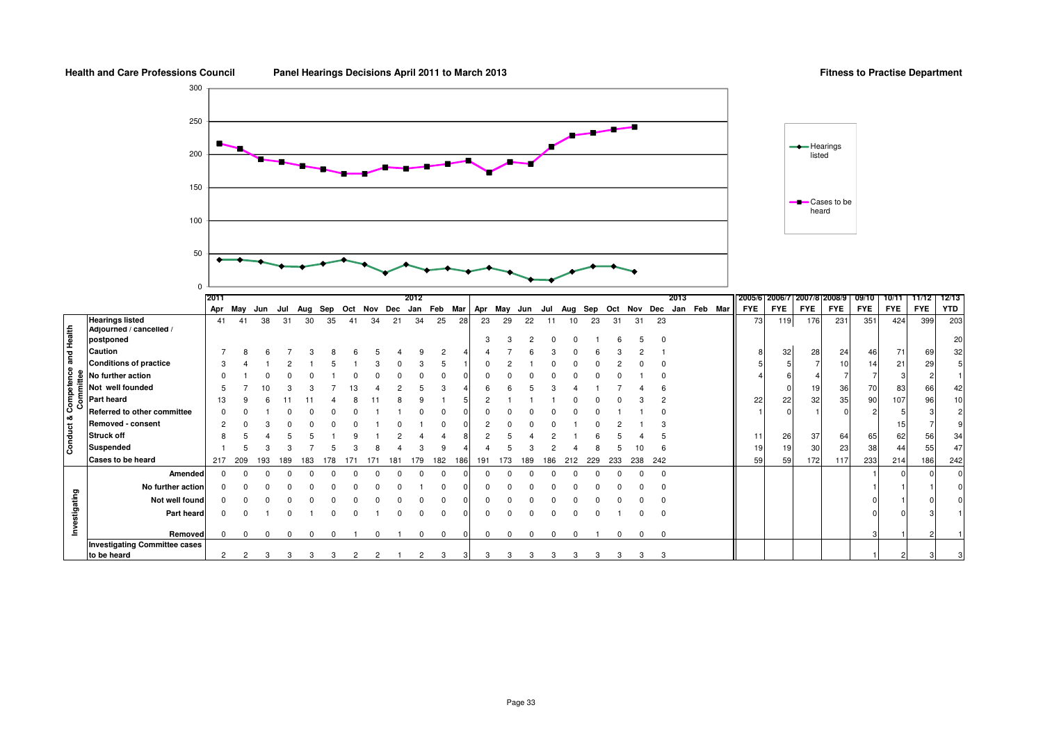**Health and Care Professions Council** **Panel Hearings Decisions April 2011 to March 2013** **Fitness to Practise Department**

| | | 2011 Apr | May | Jun | Jul | Aug | Sep | Oct | Nov | Dec | 2012 Jan | Feb | Mar | Apr | May | Jun | Jul | Aug | Sep | Oct | Nov | Dec | 2013 Jan | Feb | Mar | 2005/6 FYE | 2006/7 FYE | 2007/8 FYE | 2008/9 FYE | 09/10 FYE | 10/11 FYE | 11/12 FYE | 12/13 YTD |
|---|---|---|---|---|---|---|---|---|---|---|---|---|---|---|---|---|---|---|---|---|---|---|---|---|---|---|---|---|---|---|---|---|---|
| Conduct & Competence and Health Committee | Hearings listed | 41 | 41 | 38 | 31 | 30 | 35 | 41 | 34 | 21 | 34 | 25 | 28 | 23 | 29 | 22 | 11 | 10 | 23 | 31 | 31 | 23 | | | | 73 | 119 | 176 | 231 | 351 | 424 | 399 | 203 |
| | Adjourned / cancelled / postponed | | | | | | | | | | | | | 3 | 3 | 2 | 0 | 0 | 1 | 6 | 5 | 0 | | | | | | | | | | | 20 |
| | Caution | 7 | 8 | 6 | 7 | 3 | 8 | 6 | 5 | 4 | 9 | 2 | 4 | 4 | 7 | 6 | 3 | 0 | 6 | 3 | 2 | 1 | | | | 8 | 32 | 28 | 24 | 46 | 71 | 69 | 32 |
| | Conditions of practice | 3 | 4 | 1 | 2 | 1 | 5 | 1 | 3 | 0 | 3 | 5 | 1 | 0 | 2 | 1 | 0 | 0 | 0 | 2 | 0 | 0 | | | | 5 | 5 | 7 | 10 | 14 | 21 | 29 | 5 |
| | No further action | 0 | 1 | 0 | 0 | 0 | 1 | 0 | 0 | 0 | 0 | 0 | 0 | 0 | 0 | 0 | 0 | 0 | 0 | 0 | 1 | 0 | | | | 4 | 6 | 4 | 7 | 7 | 3 | 2 | 1 |
| | Not well founded | 5 | 7 | 10 | 3 | 3 | 7 | 13 | 4 | 2 | 5 | 3 | 4 | 6 | 6 | 5 | 3 | 4 | 1 | 7 | 4 | 6 | | | | | 0 | 19 | 36 | 70 | 83 | 66 | 42 |
| | Part heard | 13 | 9 | 6 | 11 | 11 | 4 | 8 | 11 | 8 | 9 | 1 | 5 | 2 | 1 | 1 | 1 | 0 | 0 | 0 | 3 | 2 | | | | 22 | 22 | 32 | 35 | 90 | 107 | 96 | 10 |
| | Referred to other committee | 0 | 0 | 1 | 0 | 0 | 0 | 0 | 1 | 1 | 0 | 0 | 0 | 0 | 0 | 0 | 0 | 0 | 0 | 1 | 1 | 0 | | | | 1 | 0 | 1 | 0 | 2 | 5 | 3 | 2 |
| | Removed - consent | 2 | 0 | 3 | 0 | 0 | 0 | 0 | 1 | 0 | 1 | 0 | 0 | 2 | 0 | 0 | 0 | 1 | 0 | 2 | 1 | 3 | | | | | | | | | 15 | 7 | 9 |
| | Struck off | 8 | 5 | 4 | 5 | 5 | 1 | 9 | 1 | 2 | 4 | 4 | 8 | 2 | 5 | 4 | 2 | 1 | 6 | 5 | 4 | 5 | | | | 11 | 26 | 37 | 64 | 65 | 62 | 56 | 34 |
| | Suspended | 1 | 5 | 3 | 3 | 7 | 5 | 3 | 8 | 4 | 3 | 9 | 4 | 4 | 5 | 3 | 2 | 4 | 4 | 8 | 5 | 10 | 6 | | | 19 | 19 | 30 | 23 | 38 | 44 | 55 | 47 |
| | Cases to be heard | 217 | 209 | 193 | 189 | 183 | 178 | 171 | 171 | 181 | 179 | 182 | 186 | 191 | 173 | 189 | 186 | 212 | 229 | 233 | 238 | 242 | | | | 59 | 59 | 172 | 117 | 233 | 214 | 186 | 242 |
| Investigating | Amended | 0 | 0 | 0 | 0 | 0 | 0 | 0 | 0 | 0 | 0 | 0 | 0 | 0 | 0 | 0 | 0 | 0 | 0 | 0 | 0 | 0 | | | | | | | | 1 | 0 | 0 | 0 |
| | No further action | 0 | 0 | 0 | 0 | 0 | 0 | 0 | 0 | 0 | 1 | 0 | 0 | 0 | 0 | 0 | 0 | 0 | 0 | 0 | 0 | 0 | | | | | | | | 1 | 1 | 1 | 0 |
| | Not well found | 0 | 0 | 0 | 0 | 0 | 0 | 0 | 0 | 0 | 0 | 0 | 0 | 0 | 0 | 0 | 0 | 0 | 0 | 0 | 0 | 0 | | | | | | | | 0 | 1 | 0 | 0 |
| | Part heard | 0 | 0 | 1 | 0 | 1 | 0 | 0 | 1 | 0 | 0 | 0 | 0 | 0 | 0 | 0 | 0 | 0 | 0 | 1 | 0 | 0 | | | | | | | | 0 | 0 | 3 | 1 |
| | Removed | 0 | 0 | 0 | 0 | 0 | 0 | 1 | 0 | 1 | 0 | 0 | 0 | 0 | 0 | 0 | 0 | 0 | 1 | 0 | 0 | 0 | | | | | | | | 3 | 1 | 2 | 1 |
| | Investigating Committee cases to be heard | 2 | 2 | 3 | 3 | 3 | 3 | 2 | 2 | 1 | 2 | 3 | 3 | 3 | 3 | 3 | 3 | 3 | 3 | 3 | 3 | 3 | | | | | | | | 1 | 2 | 3 | 3 |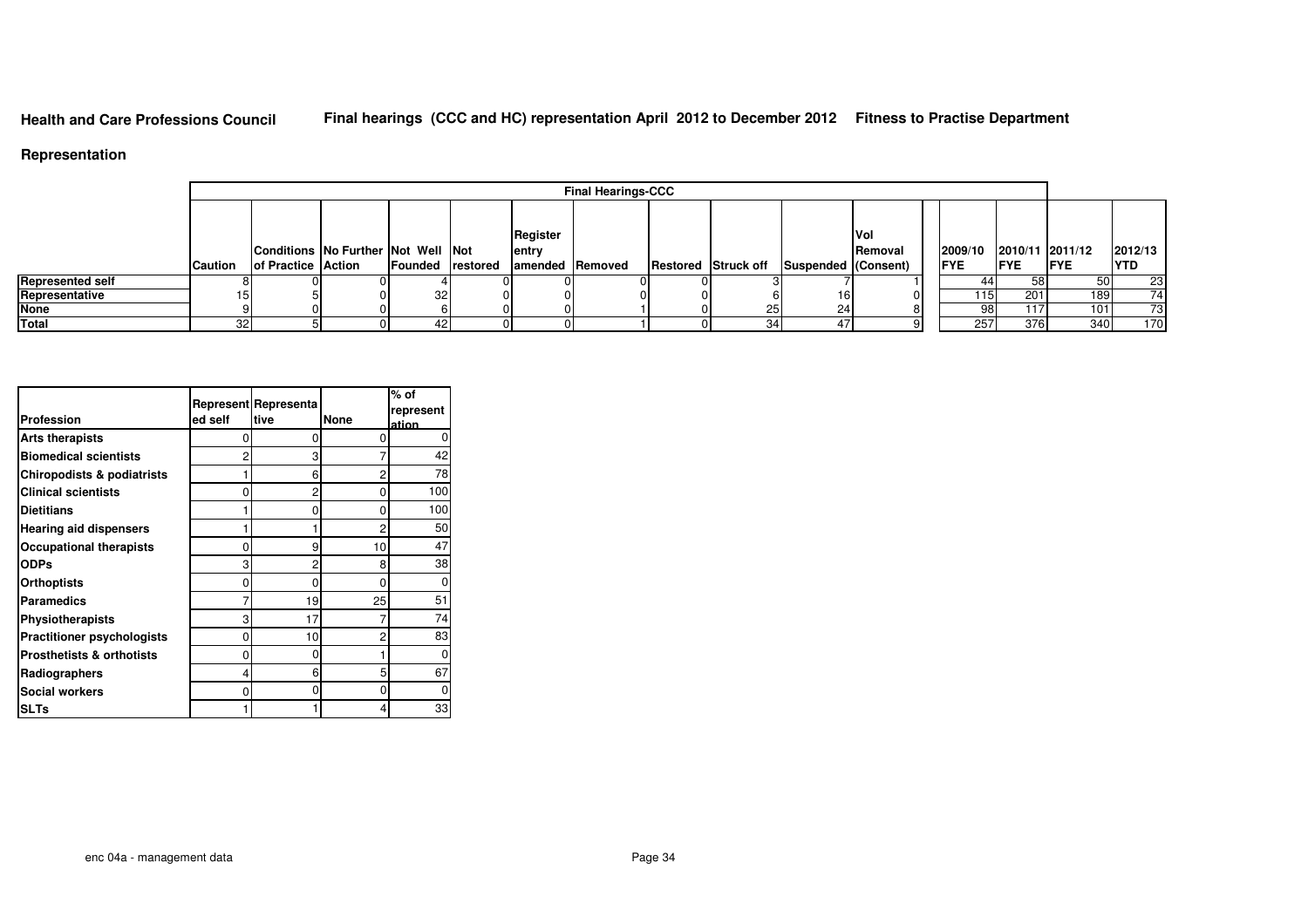**Health and Care Professions Council** **Final hearings (CCC and HC) representation April 2012 to December 2012** **Fitness to Practise Department**

## Representation

| | Final Hearings-CCC | | | | | | | | | | | | | | |
|---|---|---|---|---|---|---|---|---|---|---|---|---|---|---|---|
| | Caution | Conditions of Practice | No Further Action | Not Well Founded | Not restored | Register entry amended | Removed | Restored | Struck off | Suspended | Vol Removal (Consent) | 2009/10 FYE | 2010/11 FYE | 2011/12 FYE | 2012/13 YTD |
| **Represented self** | 8 | 0 | 0 | 4 | 0 | 0 | 0 | 0 | 3 | 7 | 1 | 44 | 58 | 50 | 23 |
| **Representative** | 15 | 5 | 0 | 32 | 0 | 0 | 0 | 0 | 6 | 16 | 0 | 115 | 201 | 189 | 74 |
| **None** | 9 | 0 | 0 | 6 | 0 | 0 | 1 | 0 | 25 | 24 | 8 | 98 | 117 | 101 | 73 |
| **Total** | 32 | 5 | 0 | 42 | 0 | 0 | 1 | 0 | 34 | 47 | 9 | 257 | 376 | 340 | 170 |

| Profession | Represented self | Representative | None | % of representation |
|---|---|---|---|---|
| **Arts therapists** | 0 | 0 | 0 | 0 |
| **Biomedical scientists** | 2 | 3 | 7 | 42 |
| **Chiropodists & podiatrists** | 1 | 6 | 2 | 78 |
| **Clinical scientists** | 0 | 2 | 0 | 100 |
| **Dietitians** | 1 | 0 | 0 | 100 |
| **Hearing aid dispensers** | 1 | 1 | 2 | 50 |
| **Occupational therapists** | 0 | 9 | 10 | 47 |
| **ODPs** | 3 | 2 | 8 | 38 |
| **Orthoptists** | 0 | 0 | 0 | 0 |
| **Paramedics** | 7 | 19 | 25 | 51 |
| **Physiotherapists** | 3 | 17 | 7 | 74 |
| **Practitioner psychologists** | 0 | 10 | 2 | 83 |
| **Prosthetists & orthotists** | 0 | 0 | 1 | 0 |
| **Radiographers** | 4 | 6 | 5 | 67 |
| **Social workers** | 0 | 0 | 0 | 0 |
| **SLTs** | 1 | 1 | 4 | 33 |

enc 04a - management data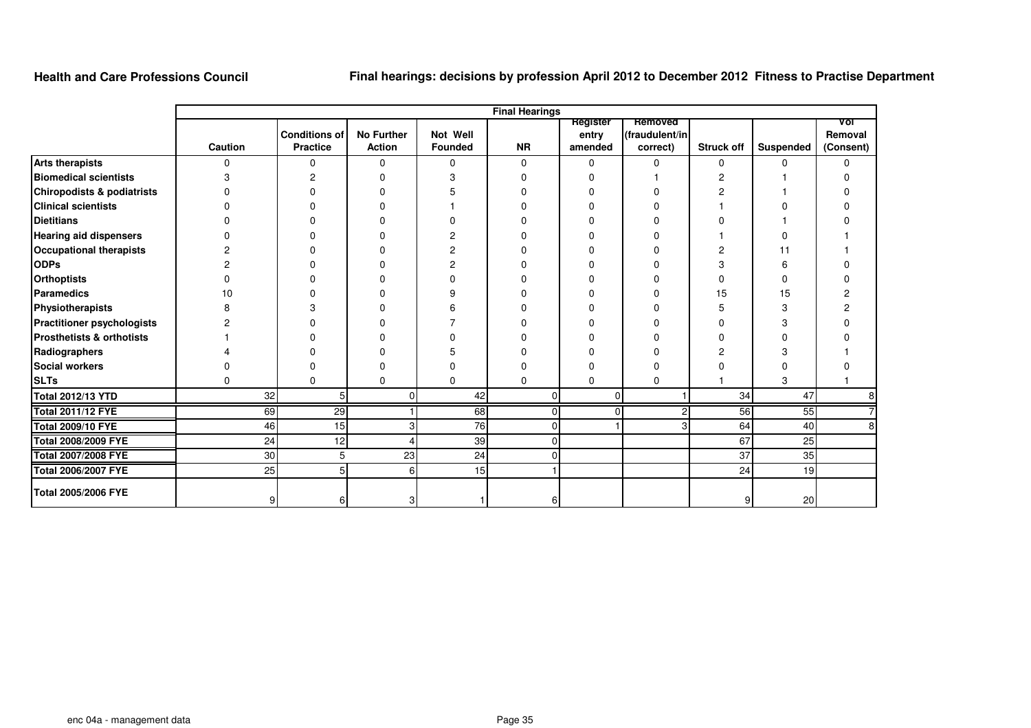**Health and Care Professions Council**

**Final hearings: decisions by profession April 2012 to December 2012 Fitness to Practise Department**

| | Final Hearings | | | | | | | | | |
|---|---|---|---|---|---|---|---|---|---|---|
| | Caution | Conditions of Practice | No Further Action | Not Well Founded | NR | Register entry amended | Removed (fraudulent/incorrect) | Struck off | Suspended | Vol Removal (Consent) |
| **Arts therapists** | 0 | 0 | 0 | 0 | 0 | 0 | 0 | 0 | 0 | 0 |
| **Biomedical scientists** | 3 | 2 | 0 | 3 | 0 | 0 | 1 | 2 | 1 | 0 |
| **Chiropodists & podiatrists** | 0 | 0 | 0 | 5 | 0 | 0 | 0 | 2 | 1 | 0 |
| **Clinical scientists** | 0 | 0 | 0 | 1 | 0 | 0 | 0 | 1 | 0 | 0 |
| **Dietitians** | 0 | 0 | 0 | 0 | 0 | 0 | 0 | 0 | 1 | 0 |
| **Hearing aid dispensers** | 0 | 0 | 0 | 2 | 0 | 0 | 0 | 1 | 0 | 1 |
| **Occupational therapists** | 2 | 0 | 0 | 2 | 0 | 0 | 0 | 2 | 11 | 1 |
| **ODPs** | 2 | 0 | 0 | 2 | 0 | 0 | 0 | 3 | 6 | 0 |
| **Orthoptists** | 0 | 0 | 0 | 0 | 0 | 0 | 0 | 0 | 0 | 0 |
| **Paramedics** | 10 | 0 | 0 | 9 | 0 | 0 | 0 | 15 | 15 | 2 |
| **Physiotherapists** | 8 | 3 | 0 | 6 | 0 | 0 | 0 | 5 | 3 | 2 |
| **Practitioner psychologists** | 2 | 0 | 0 | 7 | 0 | 0 | 0 | 0 | 3 | 0 |
| **Prosthetists & orthotists** | 1 | 0 | 0 | 0 | 0 | 0 | 0 | 0 | 0 | 0 |
| **Radiographers** | 4 | 0 | 0 | 5 | 0 | 0 | 0 | 2 | 3 | 1 |
| **Social workers** | 0 | 0 | 0 | 0 | 0 | 0 | 0 | 0 | 0 | 0 |
| **SLTs** | 0 | 0 | 0 | 0 | 0 | 0 | 0 | 1 | 3 | 1 |
| **Total 2012/13 YTD** | 32 | 5 | 0 | 42 | 0 | 0 | 1 | 34 | 47 | 8 |
| **Total 2011/12 FYE** | 69 | 29 | 1 | 68 | 0 | 0 | 2 | 56 | 55 | 7 |
| **Total 2009/10 FYE** | 46 | 15 | 3 | 76 | 0 | 1 | 3 | 64 | 40 | 8 |
| **Total 2008/2009 FYE** | 24 | 12 | 4 | 39 | 0 | | | 67 | 25 | |
| **Total 2007/2008 FYE** | 30 | 5 | 23 | 24 | 0 | | | 37 | 35 | |
| **Total 2006/2007 FYE** | 25 | 5 | 6 | 15 | 1 | | | 24 | 19 | |
| **Total 2005/2006 FYE** | 9 | 6 | 3 | 1 | 6 | | | 9 | 20 | |

enc 04a - management data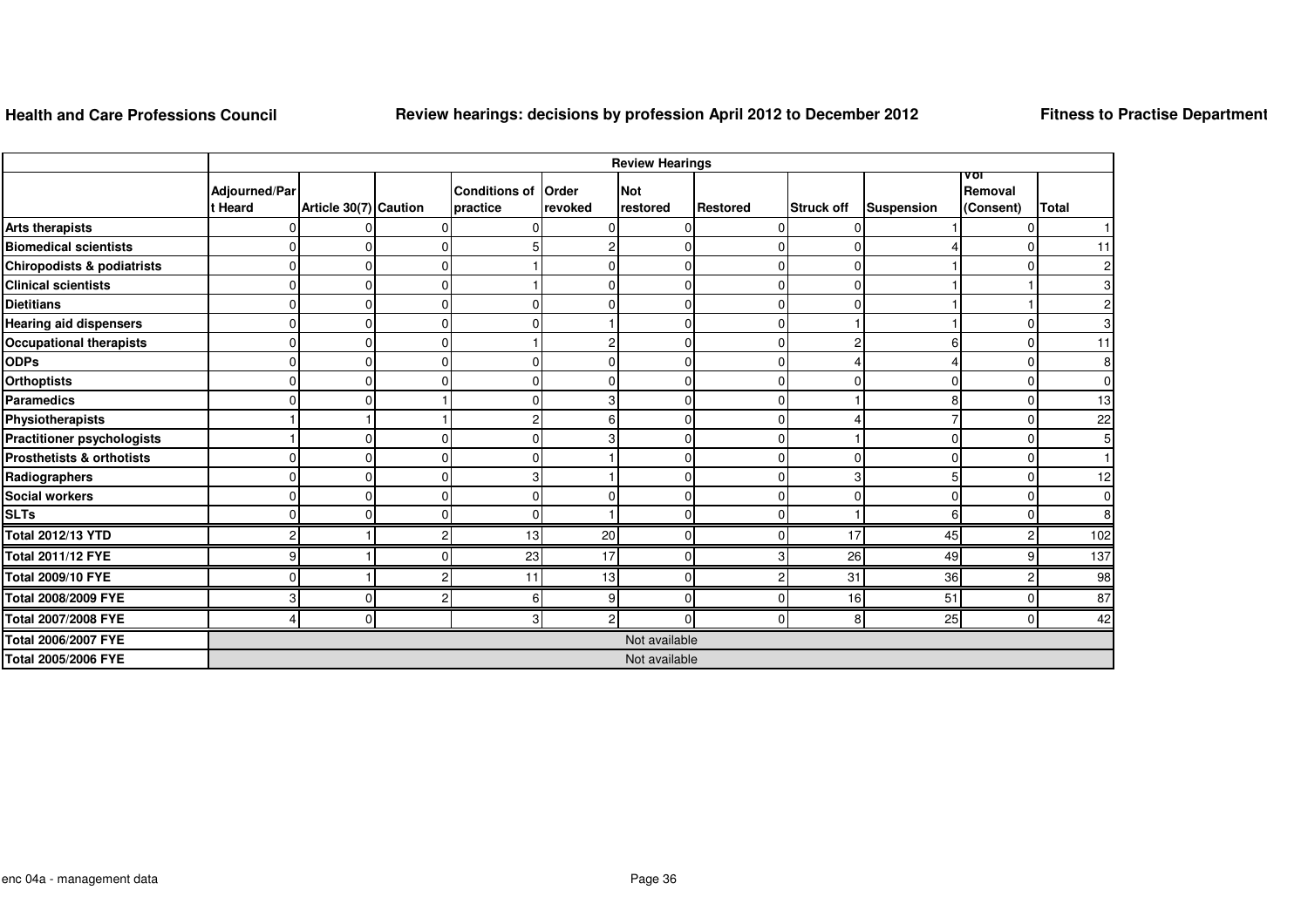**Health and Care Professions Council** | **Review hearings: decisions by profession April 2012 to December 2012** | **Fitness to Practise Department**

| | Review Hearings | | | | | | | | | | |
|---|---|---|---|---|---|---|---|---|---|---|---|
| | Adjourned/Part Heard | Article 30(7) | Caution | Conditions of practice | Order revoked | Not restored | Restored | Struck off | Suspension | Vol Removal (Consent) | Total |
| **Arts therapists** | 0 | 0 | 0 | 0 | 0 | 0 | 0 | 0 | 1 | 0 | 1 |
| **Biomedical scientists** | 0 | 0 | 0 | 5 | 2 | 0 | 0 | 0 | 4 | 0 | 11 |
| **Chiropodists & podiatrists** | 0 | 0 | 0 | 1 | 0 | 0 | 0 | 0 | 1 | 0 | 2 |
| **Clinical scientists** | 0 | 0 | 0 | 1 | 0 | 0 | 0 | 0 | 1 | 1 | 3 |
| **Dietitians** | 0 | 0 | 0 | 0 | 0 | 0 | 0 | 0 | 1 | 1 | 2 |
| **Hearing aid dispensers** | 0 | 0 | 0 | 0 | 1 | 0 | 0 | 1 | 1 | 0 | 3 |
| **Occupational therapists** | 0 | 0 | 0 | 1 | 2 | 0 | 0 | 2 | 6 | 0 | 11 |
| **ODPs** | 0 | 0 | 0 | 0 | 0 | 0 | 0 | 4 | 4 | 0 | 8 |
| **Orthoptists** | 0 | 0 | 0 | 0 | 0 | 0 | 0 | 0 | 0 | 0 | 0 |
| **Paramedics** | 0 | 0 | 1 | 0 | 3 | 0 | 0 | 1 | 8 | 0 | 13 |
| **Physiotherapists** | 1 | 1 | 1 | 2 | 6 | 0 | 0 | 4 | 7 | 0 | 22 |
| **Practitioner psychologists** | 1 | 0 | 0 | 0 | 3 | 0 | 0 | 1 | 0 | 0 | 5 |
| **Prosthetists & orthotists** | 0 | 0 | 0 | 0 | 1 | 0 | 0 | 0 | 0 | 0 | 1 |
| **Radiographers** | 0 | 0 | 0 | 3 | 1 | 0 | 0 | 3 | 5 | 0 | 12 |
| **Social workers** | 0 | 0 | 0 | 0 | 0 | 0 | 0 | 0 | 0 | 0 | 0 |
| **SLTs** | 0 | 0 | 0 | 0 | 1 | 0 | 0 | 1 | 6 | 0 | 8 |
| **Total 2012/13 YTD** | 2 | 1 | 2 | 13 | 20 | 0 | 0 | 17 | 45 | 2 | 102 |
| **Total 2011/12 FYE** | 9 | 1 | 0 | 23 | 17 | 0 | 3 | 26 | 49 | 9 | 137 |
| **Total 2009/10 FYE** | 0 | 1 | 2 | 11 | 13 | 0 | 2 | 31 | 36 | 2 | 98 |
| **Total 2008/2009 FYE** | 3 | 0 | 2 | 6 | 9 | 0 | 0 | 16 | 51 | 0 | 87 |
| **Total 2007/2008 FYE** | 4 | 0 | | 3 | 2 | 0 | 0 | 8 | 25 | 0 | 42 |
| **Total 2006/2007 FYE** | Not available | | | | | | | | | | |
| **Total 2005/2006 FYE** | Not available | | | | | | | | | | |

enc 04a - management data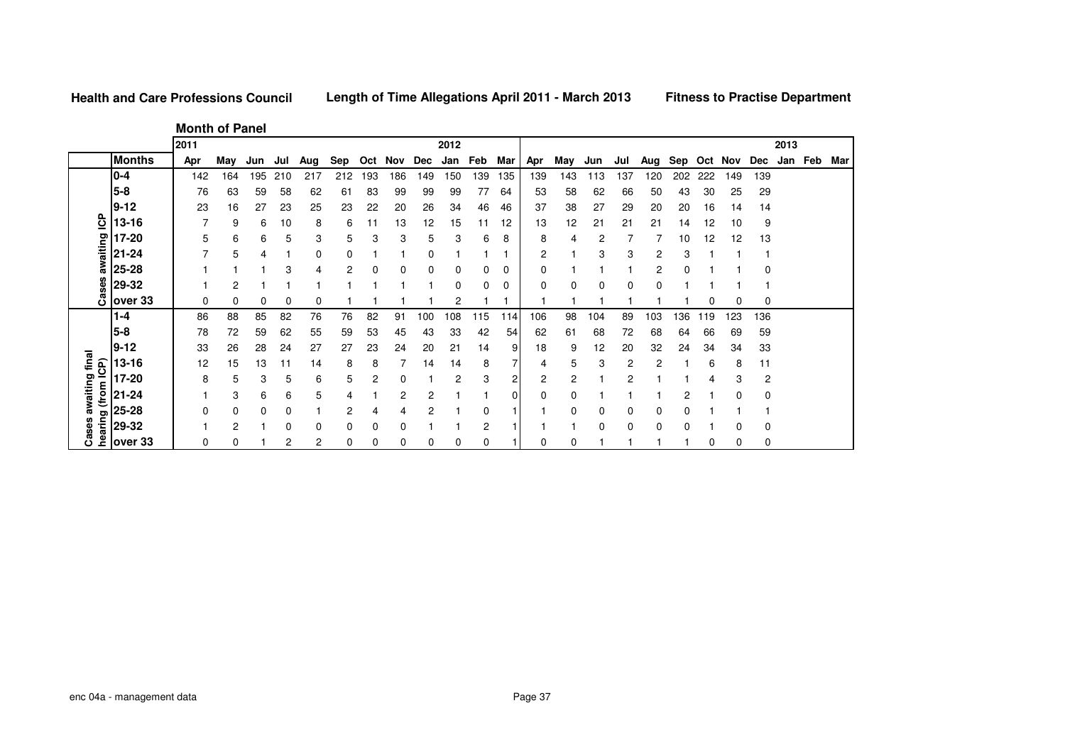**Health and Care Professions Council** | **Length of Time Allegations April 2011 - March 2013** | **Fitness to Practise Department**

**Month of Panel**

| | | 2011 | | | | | | | | | 2012 | | | | | | | | | | | | | | 2013 | | |
|---|---|---|---|---|---|---|---|---|---|---|---|---|---|---|---|---|---|---|---|---|---|---|---|---|---|---|---|
| | **Months** | **Apr** | **May** | **Jun** | **Jul** | **Aug** | **Sep** | **Oct** | **Nov** | **Dec** | **Jan** | **Feb** | **Mar** | **Apr** | **May** | **Jun** | **Jul** | **Aug** | **Sep** | **Oct** | **Nov** | **Dec** | **Jan** | **Feb** | **Mar** |
| **Cases awaiting ICP** | **0-4** | 142 | 164 | 195 | 210 | 217 | 212 | 193 | 186 | 149 | 150 | 139 | 135 | 139 | 143 | 113 | 137 | 120 | 202 | 222 | 149 | 139 | | | |
| | **5-8** | 76 | 63 | 59 | 58 | 62 | 61 | 83 | 99 | 99 | 99 | 77 | 64 | 53 | 58 | 62 | 66 | 50 | 43 | 30 | 25 | 29 | | | |
| | **9-12** | 23 | 16 | 27 | 23 | 25 | 23 | 22 | 20 | 26 | 34 | 46 | 46 | 37 | 38 | 27 | 29 | 20 | 20 | 16 | 14 | 14 | | | |
| | **13-16** | 7 | 9 | 6 | 10 | 8 | 6 | 11 | 13 | 12 | 15 | 11 | 12 | 13 | 12 | 21 | 21 | 21 | 14 | 12 | 10 | 9 | | | |
| | **17-20** | 5 | 6 | 6 | 5 | 3 | 5 | 3 | 3 | 5 | 3 | 6 | 8 | 8 | 4 | 2 | 7 | 7 | 10 | 12 | 12 | 13 | | | |
| | **21-24** | 7 | 5 | 4 | 1 | 0 | 0 | 1 | 1 | 0 | 1 | 1 | 1 | 2 | 1 | 3 | 3 | 2 | 3 | 1 | 1 | 1 | | | |
| | **25-28** | 1 | 1 | 1 | 3 | 4 | 2 | 0 | 0 | 0 | 0 | 0 | 0 | 0 | 1 | 1 | 1 | 2 | 0 | 1 | 1 | 0 | | | |
| | **29-32** | 1 | 2 | 1 | 1 | 1 | 1 | 1 | 1 | 1 | 0 | 0 | 0 | 0 | 0 | 0 | 0 | 0 | 1 | 1 | 1 | 1 | | | |
| | **over 33** | 0 | 0 | 0 | 0 | 0 | 1 | 1 | 1 | 1 | 2 | 1 | 1 | 1 | 1 | 1 | 1 | 1 | 1 | 0 | 0 | 0 | | | |
| **Cases awaiting final hearing (from ICP)** | **1-4** | 86 | 88 | 85 | 82 | 76 | 76 | 82 | 91 | 100 | 108 | 115 | 114 | 106 | 98 | 104 | 89 | 103 | 136 | 119 | 123 | 136 | | | |
| | **5-8** | 78 | 72 | 59 | 62 | 55 | 59 | 53 | 45 | 43 | 33 | 42 | 54 | 62 | 61 | 68 | 72 | 68 | 64 | 66 | 69 | 59 | | | |
| | **9-12** | 33 | 26 | 28 | 24 | 27 | 27 | 23 | 24 | 20 | 21 | 14 | 9 | 18 | 9 | 12 | 20 | 32 | 24 | 34 | 34 | 33 | | | |
| | **13-16** | 12 | 15 | 13 | 11 | 14 | 8 | 8 | 7 | 14 | 14 | 8 | 7 | 4 | 5 | 3 | 2 | 2 | 1 | 6 | 8 | 11 | | | |
| | **17-20** | 8 | 5 | 3 | 5 | 6 | 5 | 2 | 0 | 1 | 2 | 3 | 2 | 2 | 2 | 1 | 2 | 1 | 1 | 4 | 3 | 2 | | | |
| | **21-24** | 1 | 3 | 6 | 6 | 5 | 4 | 1 | 2 | 2 | 1 | 1 | 0 | 0 | 0 | 1 | 1 | 1 | 2 | 1 | 0 | 0 | | | |
| | **25-28** | 0 | 0 | 0 | 0 | 1 | 2 | 4 | 4 | 2 | 1 | 0 | 1 | 1 | 0 | 0 | 0 | 0 | 0 | 1 | 1 | 1 | | | |
| | **29-32** | 1 | 2 | 1 | 0 | 0 | 0 | 0 | 0 | 1 | 1 | 2 | 1 | 1 | 1 | 0 | 0 | 0 | 0 | 1 | 0 | 0 | | | |
| | **over 33** | 0 | 0 | 1 | 2 | 2 | 0 | 0 | 0 | 0 | 0 | 0 | 1 | 0 | 0 | 1 | 1 | 1 | 1 | 0 | 0 | 0 | | | |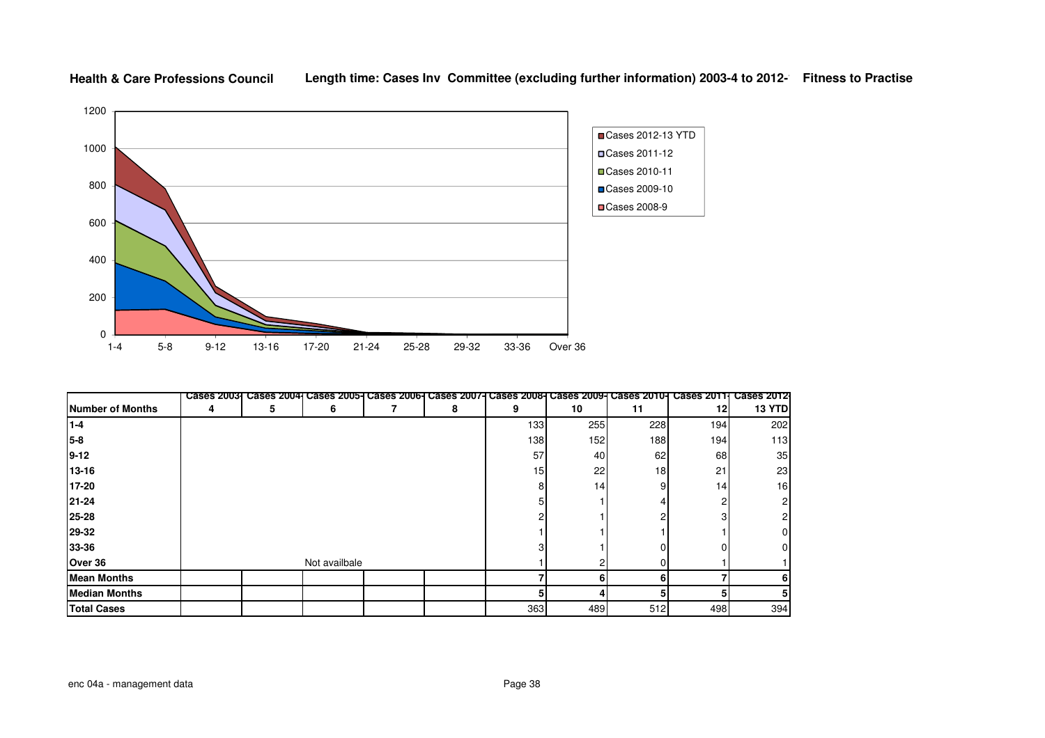**Health & Care Professions Council** **Length time: Cases Inv Committee (excluding further information) 2003-4 to 2012-** **Fitness to Practise**

| Number of Months | Cases 2003-4 | Cases 2004-5 | Cases 2005-6 | Cases 2006-7 | Cases 2007-8 | Cases 2008-9 | Cases 2009-10 | Cases 2010-11 | Cases 2011-12 | Cases 2012-13 YTD |
|---|---|---|---|---|---|---|---|---|---|---|
| 1-4 | | | | | | 133 | 255 | 228 | 194 | 202 |
| 5-8 | | | | | | 138 | 152 | 188 | 194 | 113 |
| 9-12 | | | | | | 57 | 40 | 62 | 68 | 35 |
| 13-16 | | | | | | 15 | 22 | 18 | 21 | 23 |
| 17-20 | | | | | | 8 | 14 | 9 | 14 | 16 |
| 21-24 | | | | | | 5 | 1 | 4 | 2 | 2 |
| 25-28 | | | | | | 2 | 1 | 2 | 3 | 2 |
| 29-32 | | | | | | 1 | 1 | 1 | 1 | 0 |
| 33-36 | | | | | | 3 | 1 | 0 | 0 | 0 |
| Over 36 | | | Not availbale | | | 1 | 2 | 0 | 1 | 1 |
| **Mean Months** | | | | | | **7** | **6** | **6** | **7** | **6** |
| **Median Months** | | | | | | **5** | **4** | **5** | **5** | **5** |
| **Total Cases** | | | | | | 363 | 489 | 512 | 498 | 394 |

enc 04a - management data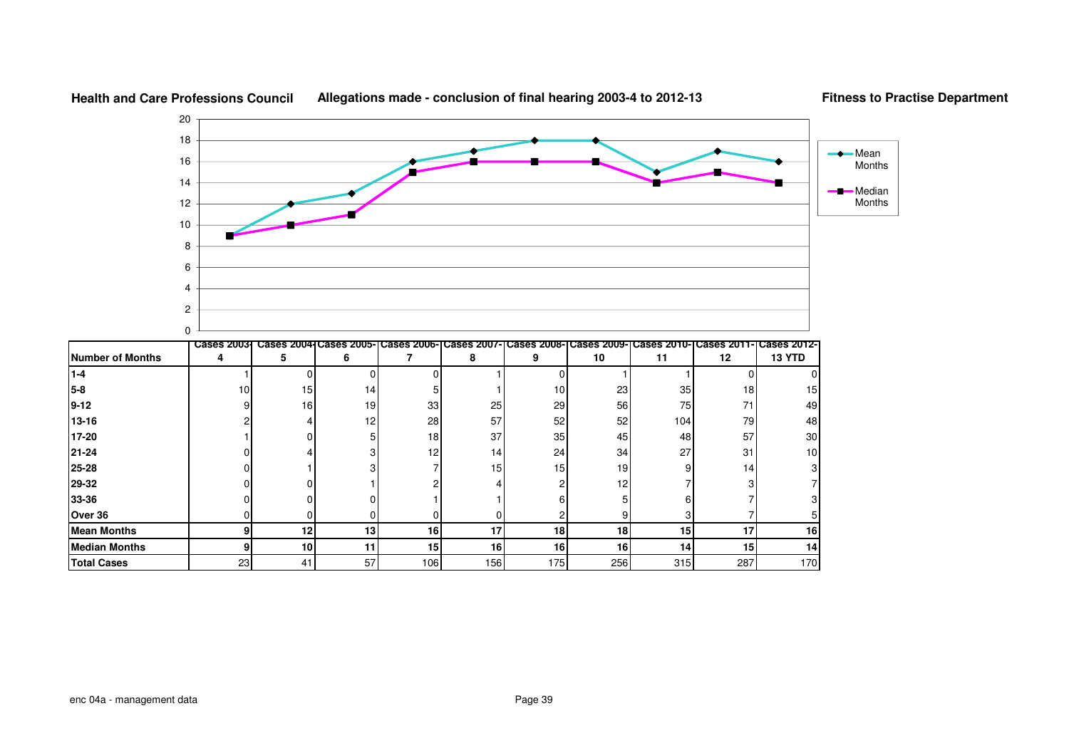**Health and Care Professions Council** **Allegations made - conclusion of final hearing 2003-4 to 2012-13** **Fitness to Practise Department**

| Number of Months | Cases 2003-4 | Cases 2004-5 | Cases 2005-6 | Cases 2006-7 | Cases 2007-8 | Cases 2008-9 | Cases 2009-10 | Cases 2010-11 | Cases 2011-12 | Cases 2012-13 YTD |
|---|---|---|---|---|---|---|---|---|---|---|
| 1-4 | 1 | 0 | 0 | 0 | 1 | 0 | 1 | 1 | 0 | 0 |
| 5-8 | 10 | 15 | 14 | 5 | 1 | 10 | 23 | 35 | 18 | 15 |
| 9-12 | 9 | 16 | 19 | 33 | 25 | 29 | 56 | 75 | 71 | 49 |
| 13-16 | 2 | 4 | 12 | 28 | 57 | 52 | 52 | 104 | 79 | 48 |
| 17-20 | 1 | 0 | 5 | 18 | 37 | 35 | 45 | 48 | 57 | 30 |
| 21-24 | 0 | 4 | 3 | 12 | 14 | 24 | 34 | 27 | 31 | 10 |
| 25-28 | 0 | 1 | 3 | 7 | 15 | 15 | 19 | 9 | 14 | 3 |
| 29-32 | 0 | 0 | 1 | 2 | 4 | 2 | 12 | 7 | 3 | 7 |
| 33-36 | 0 | 0 | 0 | 1 | 1 | 6 | 5 | 6 | 7 | 3 |
| Over 36 | 0 | 0 | 0 | 0 | 0 | 2 | 9 | 3 | 7 | 5 |
| **Mean Months** | **9** | **12** | **13** | **16** | **17** | **18** | **18** | **15** | **17** | **16** |
| **Median Months** | **9** | **10** | **11** | **15** | **16** | **16** | **16** | **14** | **15** | **14** |
| **Total Cases** | 23 | 41 | 57 | 106 | 156 | 175 | 256 | 315 | 287 | 170 |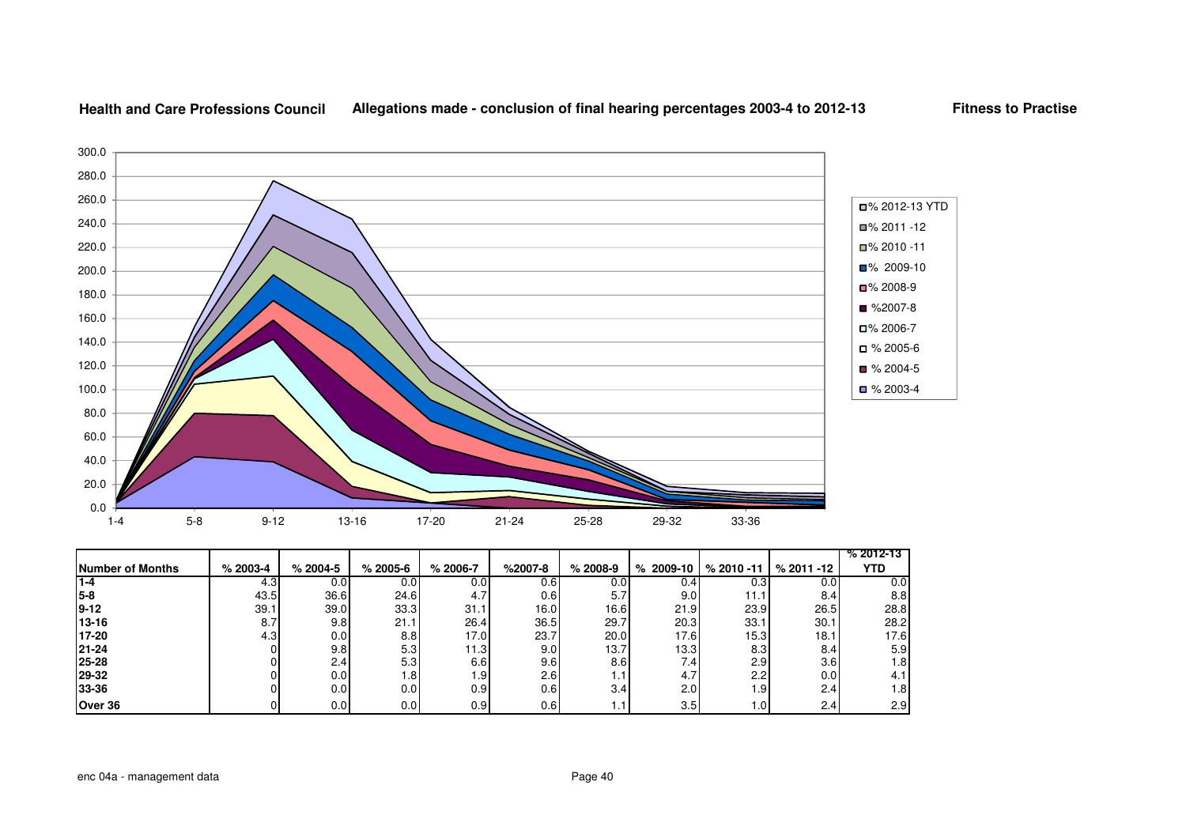**Health and Care Professions Council** **Allegations made - conclusion of final hearing percentages 2003-4 to 2012-13** **Fitness to Practise**

| Number of Months | % 2003-4 | % 2004-5 | % 2005-6 | % 2006-7 | %2007-8 | % 2008-9 | % 2009-10 | % 2010 -11 | % 2011 -12 | % 2012-13 YTD |
|---|---|---|---|---|---|---|---|---|---|---|
| 1-4 | 4.3 | 0.0 | 0.0 | 0.0 | 0.6 | 0.0 | 0.4 | 0.3 | 0.0 | 0.0 |
| 5-8 | 43.5 | 36.6 | 24.6 | 4.7 | 0.6 | 5.7 | 9.0 | 11.1 | 8.4 | 8.8 |
| 9-12 | 39.1 | 39.0 | 33.3 | 31.1 | 16.0 | 16.6 | 21.9 | 23.9 | 26.5 | 28.8 |
| 13-16 | 8.7 | 9.8 | 21.1 | 26.4 | 36.5 | 29.7 | 20.3 | 33.1 | 30.1 | 28.2 |
| 17-20 | 4.3 | 0.0 | 8.8 | 17.0 | 23.7 | 20.0 | 17.6 | 15.3 | 18.1 | 17.6 |
| 21-24 | 0 | 9.8 | 5.3 | 11.3 | 9.0 | 13.7 | 13.3 | 8.3 | 8.4 | 5.9 |
| 25-28 | 0 | 2.4 | 5.3 | 6.6 | 9.6 | 8.6 | 7.4 | 2.9 | 3.6 | 1.8 |
| 29-32 | 0 | 0.0 | 1.8 | 1.9 | 2.6 | 1.1 | 4.7 | 2.2 | 0.0 | 4.1 |
| 33-36 | 0 | 0.0 | 0.0 | 0.9 | 0.6 | 3.4 | 2.0 | 1.9 | 2.4 | 1.8 |
| Over 36 | 0 | 0.0 | 0.0 | 0.9 | 0.6 | 1.1 | 3.5 | 1.0 | 2.4 | 2.9 |

enc 04a - management data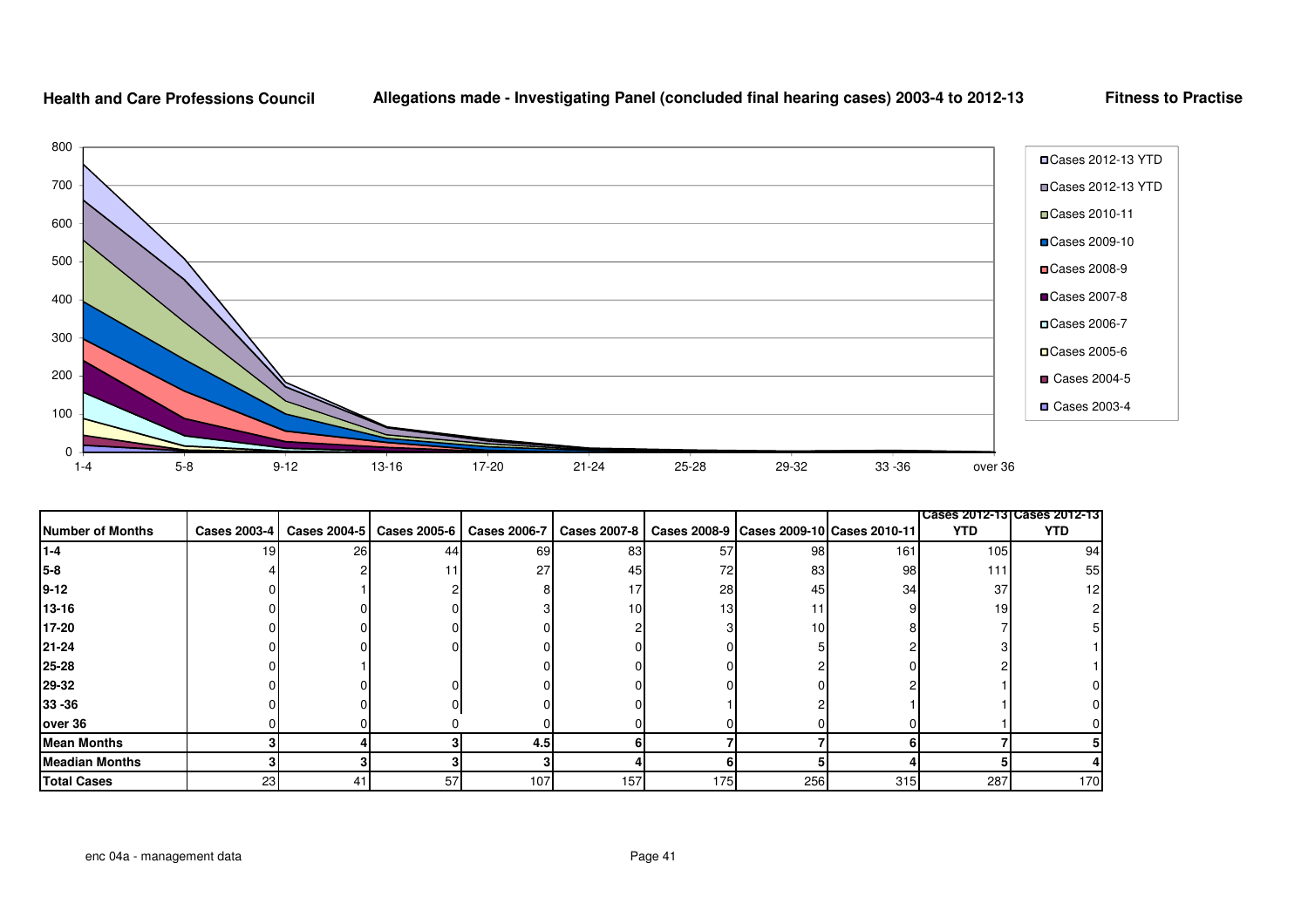**Health and Care Professions Council** **Allegations made - Investigating Panel (concluded final hearing cases) 2003-4 to 2012-13** **Fitness to Practise**

| Number of Months | Cases 2003-4 | Cases 2004-5 | Cases 2005-6 | Cases 2006-7 | Cases 2007-8 | Cases 2008-9 | Cases 2009-10 | Cases 2010-11 | Cases 2012-13 YTD | Cases 2012-13 YTD |
|---|---|---|---|---|---|---|---|---|---|---|
| 1-4 | 19 | 26 | 44 | 69 | 83 | 57 | 98 | 161 | 105 | 94 |
| 5-8 | 4 | 2 | 11 | 27 | 45 | 72 | 83 | 98 | 111 | 55 |
| 9-12 | 0 | 1 | 2 | 8 | 17 | 28 | 45 | 34 | 37 | 12 |
| 13-16 | 0 | 0 | 0 | 3 | 10 | 13 | 11 | 9 | 19 | 2 |
| 17-20 | 0 | 0 | 0 | 0 | 2 | 3 | 10 | 8 | 7 | 5 |
| 21-24 | 0 | 0 | 0 | 0 | 0 | 0 | 5 | 2 | 3 | 1 |
| 25-28 | 0 | 1 | | 0 | 0 | 0 | 2 | 0 | 2 | 1 |
| 29-32 | 0 | 0 | 0 | 0 | 0 | 0 | 0 | 2 | 1 | 0 |
| 33 -36 | 0 | 0 | 0 | 0 | 0 | 1 | 2 | 1 | 1 | 0 |
| over 36 | 0 | 0 | 0 | 0 | 0 | 0 | 0 | 0 | 1 | 0 |
| **Mean Months** | **3** | **4** | **3** | **4.5** | **6** | **7** | **7** | **6** | **7** | **5** |
| **Meadian Months** | **3** | **3** | **3** | **3** | **4** | **6** | **5** | **4** | **5** | **4** |
| **Total Cases** | 23 | 41 | 57 | 107 | 157 | 175 | 256 | 315 | 287 | 170 |

enc 04a - management data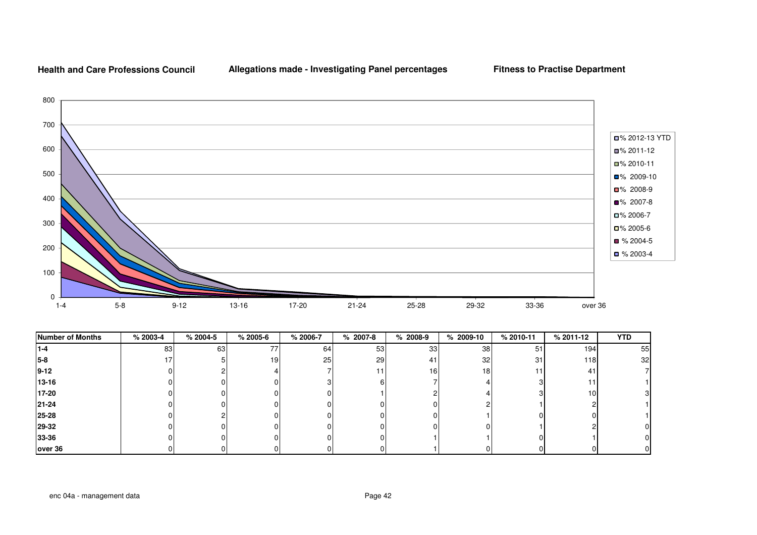**Health and Care Professions Council** **Allegations made - Investigating Panel percentages** **Fitness to Practise Department**

| Number of Months | % 2003-4 | % 2004-5 | % 2005-6 | % 2006-7 | % 2007-8 | % 2008-9 | % 2009-10 | % 2010-11 | % 2011-12 | YTD |
|---|---|---|---|---|---|---|---|---|---|---|
| 1-4 | 83 | 63 | 77 | 64 | 53 | 33 | 38 | 51 | 194 | 55 |
| 5-8 | 17 | 5 | 19 | 25 | 29 | 41 | 32 | 31 | 118 | 32 |
| 9-12 | 0 | 2 | 4 | 7 | 11 | 16 | 18 | 11 | 41 | 7 |
| 13-16 | 0 | 0 | 0 | 3 | 6 | 7 | 4 | 3 | 11 | 1 |
| 17-20 | 0 | 0 | 0 | 0 | 1 | 2 | 4 | 3 | 10 | 3 |
| 21-24 | 0 | 0 | 0 | 0 | 0 | 0 | 2 | 1 | 2 | 1 |
| 25-28 | 0 | 2 | 0 | 0 | 0 | 0 | 1 | 0 | 0 | 1 |
| 29-32 | 0 | 0 | 0 | 0 | 0 | 0 | 0 | 1 | 2 | 0 |
| 33-36 | 0 | 0 | 0 | 0 | 0 | 1 | 1 | 0 | 1 | 0 |
| over 36 | 0 | 0 | 0 | 0 | 0 | 1 | 0 | 0 | 0 | 0 |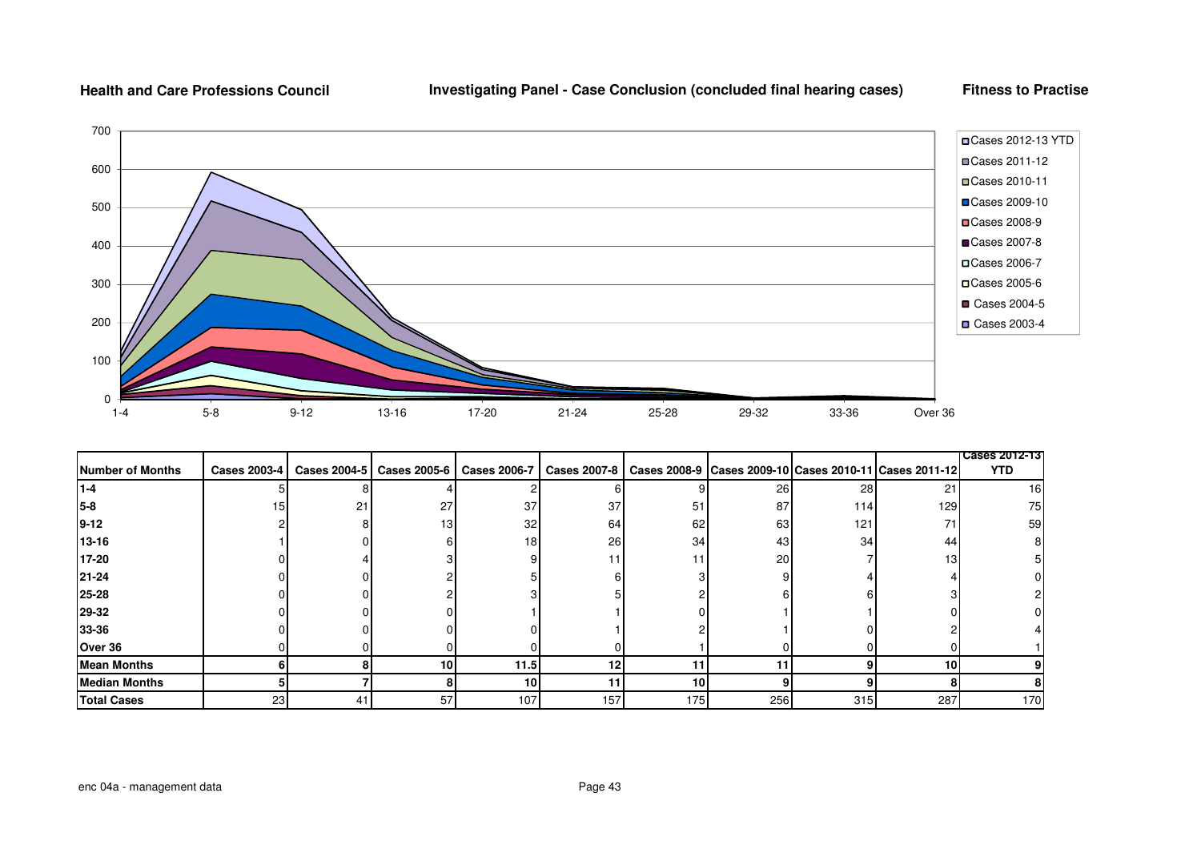**Health and Care Professions Council** **Investigating Panel - Case Conclusion (concluded final hearing cases)** **Fitness to Practise**

| Number of Months | Cases 2003-4 | Cases 2004-5 | Cases 2005-6 | Cases 2006-7 | Cases 2007-8 | Cases 2008-9 | Cases 2009-10 | Cases 2010-11 | Cases 2011-12 | Cases 2012-13 YTD |
|---|---|---|---|---|---|---|---|---|---|---|
| 1-4 | 5 | 8 | 4 | 2 | 6 | 9 | 26 | 28 | 21 | 16 |
| 5-8 | 15 | 21 | 27 | 37 | 37 | 51 | 87 | 114 | 129 | 75 |
| 9-12 | 2 | 8 | 13 | 32 | 64 | 62 | 63 | 121 | 71 | 59 |
| 13-16 | 1 | 0 | 6 | 18 | 26 | 34 | 43 | 34 | 44 | 8 |
| 17-20 | 0 | 4 | 3 | 9 | 11 | 11 | 20 | 7 | 13 | 5 |
| 21-24 | 0 | 0 | 2 | 5 | 6 | 3 | 9 | 4 | 4 | 0 |
| 25-28 | 0 | 0 | 2 | 3 | 5 | 2 | 6 | 6 | 3 | 2 |
| 29-32 | 0 | 0 | 0 | 1 | 1 | 0 | 1 | 1 | 0 | 0 |
| 33-36 | 0 | 0 | 0 | 0 | 1 | 2 | 1 | 0 | 2 | 4 |
| Over 36 | 0 | 0 | 0 | 0 | 0 | 1 | 0 | 0 | 0 | 1 |
| **Mean Months** | **6** | **8** | **10** | **11.5** | **12** | **11** | **11** | **9** | **10** | **9** |
| **Median Months** | **5** | **7** | **8** | **10** | **11** | **10** | **9** | **9** | **8** | **8** |
| **Total Cases** | 23 | 41 | 57 | 107 | 157 | 175 | 256 | 315 | 287 | 170 |

enc 04a - management data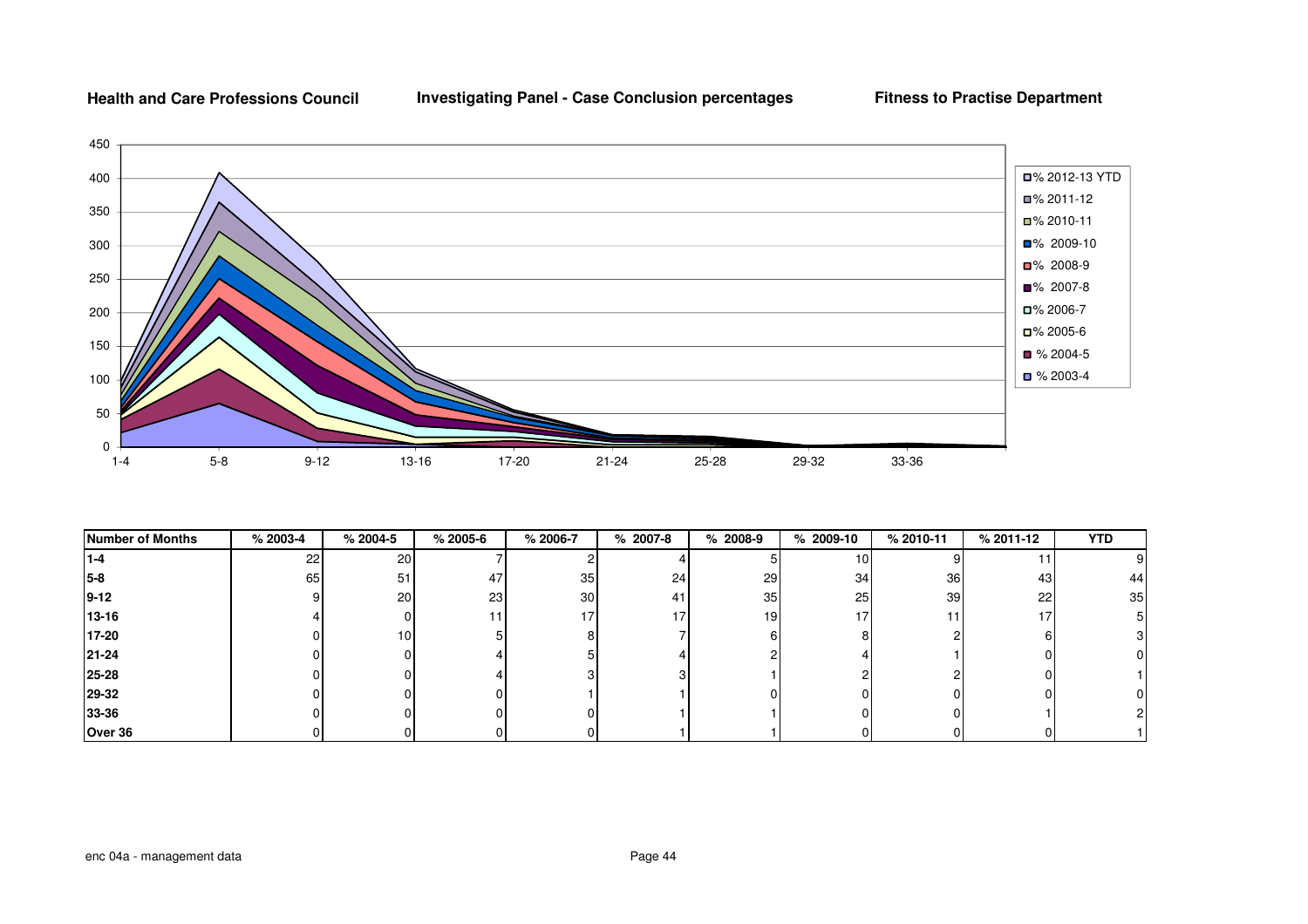**Health and Care Professions Council** **Investigating Panel - Case Conclusion percentages** **Fitness to Practise Department**

| Number of Months | % 2003-4 | % 2004-5 | % 2005-6 | % 2006-7 | % 2007-8 | % 2008-9 | % 2009-10 | % 2010-11 | % 2011-12 | YTD |
|---|---|---|---|---|---|---|---|---|---|---|
| 1-4 | 22 | 20 | 7 | 2 | 4 | 5 | 10 | 9 | 11 | 9 |
| 5-8 | 65 | 51 | 47 | 35 | 24 | 29 | 34 | 36 | 43 | 44 |
| 9-12 | 9 | 20 | 23 | 30 | 41 | 35 | 25 | 39 | 22 | 35 |
| 13-16 | 4 | 0 | 11 | 17 | 17 | 19 | 17 | 11 | 17 | 5 |
| 17-20 | 0 | 10 | 5 | 8 | 7 | 6 | 8 | 2 | 6 | 3 |
| 21-24 | 0 | 0 | 4 | 5 | 4 | 2 | 4 | 1 | 0 | 0 |
| 25-28 | 0 | 0 | 4 | 3 | 3 | 1 | 2 | 2 | 0 | 1 |
| 29-32 | 0 | 0 | 0 | 1 | 1 | 0 | 0 | 0 | 0 | 0 |
| 33-36 | 0 | 0 | 0 | 0 | 1 | 1 | 0 | 0 | 1 | 2 |
| Over 36 | 0 | 0 | 0 | 0 | 1 | 1 | 0 | 0 | 0 | 1 |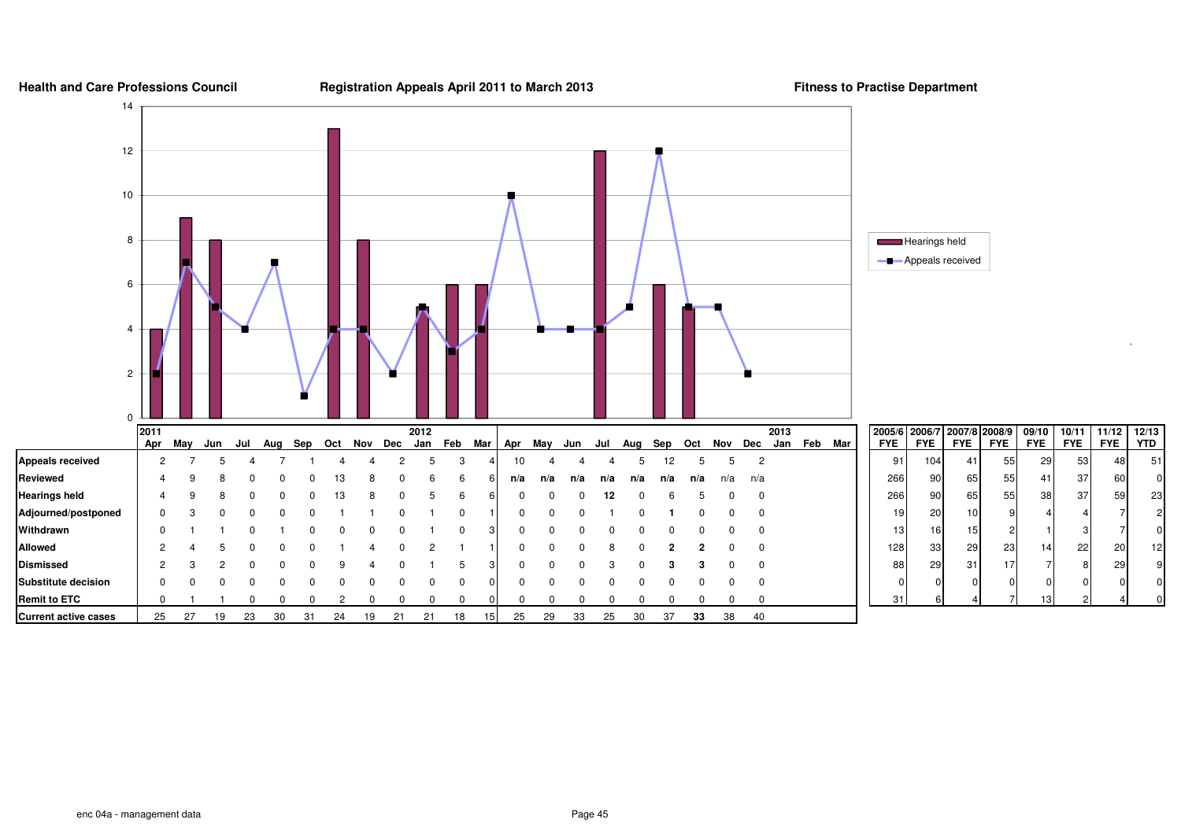**Health and Care Professions Council** | **Registration Appeals April 2011 to March 2013** | **Fitness to Practise Department**

| | 2011 Apr | May | Jun | Jul | Aug | Sep | Oct | Nov | Dec | 2012 Jan | Feb | Mar | Apr | May | Jun | Jul | Aug | Sep | Oct | Nov | Dec | 2013 Jan | Feb | Mar |
|---|---|---|---|---|---|---|---|---|---|---|---|---|---|---|---|---|---|---|---|---|---|---|---|---|
| **Appeals received** | 2 | 7 | 5 | 4 | 7 | 1 | 4 | 4 | 2 | 5 | 3 | 4 | 10 | 4 | 4 | 4 | 5 | 12 | 5 | 5 | 2 | | | |
| **Reviewed** | 4 | 9 | 8 | 0 | 0 | 0 | 13 | 8 | 0 | 6 | 6 | 6 | n/a | n/a | n/a | n/a | n/a | n/a | n/a | n/a | n/a | | | |
| **Hearings held** | 4 | 9 | 8 | 0 | 0 | 0 | 13 | 8 | 0 | 5 | 6 | 6 | 0 | 0 | 0 | 12 | 0 | 6 | 5 | 0 | 0 | | | |
| **Adjourned/postponed** | 0 | 3 | 0 | 0 | 0 | 0 | 1 | 1 | 0 | 1 | 0 | 1 | 0 | 0 | 0 | 1 | 0 | 1 | 0 | 0 | 0 | | | |
| **Withdrawn** | 0 | 1 | 1 | 0 | 1 | 0 | 0 | 0 | 0 | 1 | 0 | 3 | 0 | 0 | 0 | 0 | 0 | 0 | 0 | 0 | 0 | | | |
| **Allowed** | 2 | 4 | 5 | 0 | 0 | 0 | 1 | 4 | 0 | 2 | 1 | 1 | 0 | 0 | 0 | 8 | 0 | 2 | 2 | 0 | 0 | | | |
| **Dismissed** | 2 | 3 | 2 | 0 | 0 | 0 | 9 | 4 | 0 | 1 | 5 | 3 | 0 | 0 | 0 | 3 | 0 | 3 | 3 | 0 | 0 | | | |
| **Substitute decision** | 0 | 0 | 0 | 0 | 0 | 0 | 0 | 0 | 0 | 0 | 0 | 0 | 0 | 0 | 0 | 0 | 0 | 0 | 0 | 0 | 0 | | | |
| **Remit to ETC** | 0 | 1 | 1 | 0 | 0 | 0 | 2 | 0 | 0 | 0 | 0 | 0 | 0 | 0 | 0 | 0 | 0 | 0 | 0 | 0 | 0 | | | |
| **Current active cases** | 25 | 27 | 19 | 23 | 30 | 31 | 24 | 19 | 21 | 21 | 18 | 15 | 25 | 29 | 33 | 25 | 30 | 37 | 33 | 38 | 40 | | | |

| | 2005/6 FYE | 2006/7 FYE | 2007/8 FYE | 2008/9 FYE | 09/10 FYE | 10/11 FYE | 11/12 FYE | 12/13 YTD |
|---|---|---|---|---|---|---|---|---|
| **Appeals received** | 91 | 104 | 41 | 55 | 29 | 53 | 48 | 51 |
| **Reviewed** | 266 | 90 | 65 | 55 | 41 | 37 | 60 | 0 |
| **Hearings held** | 266 | 90 | 65 | 55 | 38 | 37 | 59 | 23 |
| **Adjourned/postponed** | 19 | 20 | 10 | 9 | 4 | 4 | 7 | 2 |
| **Withdrawn** | 13 | 16 | 15 | 2 | 1 | 3 | 7 | 0 |
| **Allowed** | 128 | 33 | 29 | 23 | 14 | 22 | 20 | 12 |
| **Dismissed** | 88 | 29 | 31 | 17 | 7 | 8 | 29 | 9 |
| **Substitute decision** | 0 | 0 | 0 | 0 | 0 | 0 | 0 | 0 |
| **Remit to ETC** | 31 | 6 | 4 | 7 | 13 | 2 | 4 | 0 |

enc 04a - management data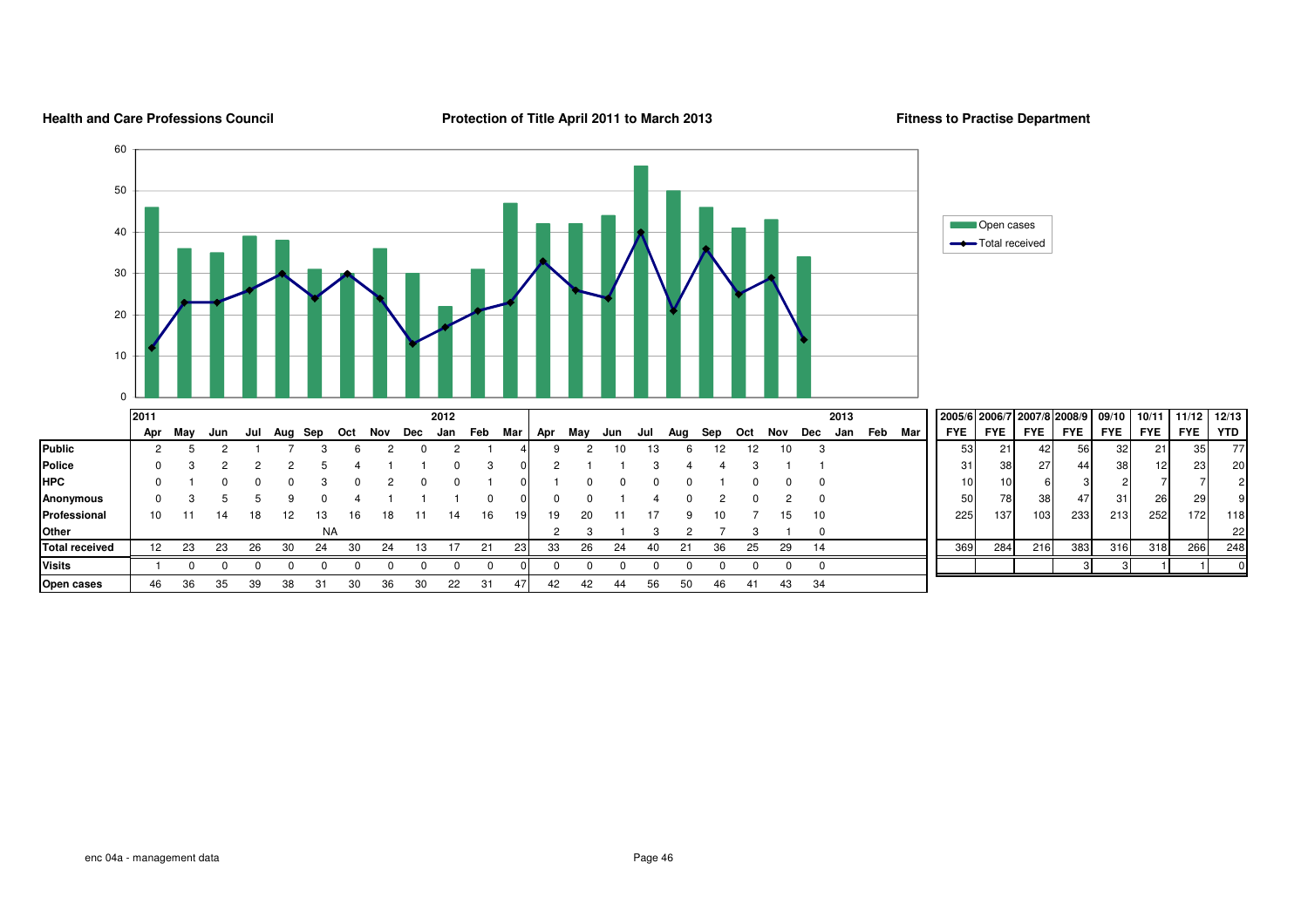**Health and Care Professions Council**

**Protection of Title April 2011 to March 2013**

**Fitness to Practise Department**

Legend: Open cases (bars); Total received (line)

| | 2011 | | | | | | | | | 2012 | | | | | | | | | | | | 2013 | | |
|---|---|---|---|---|---|---|---|---|---|---|---|---|---|---|---|---|---|---|---|---|---|---|---|---|
| | Apr | May | Jun | Jul | Aug | Sep | Oct | Nov | Dec | Jan | Feb | Mar | Apr | May | Jun | Jul | Aug | Sep | Oct | Nov | Dec | Jan | Feb | Mar |
| **Public** | 2 | 5 | 2 | 1 | 7 | 3 | 6 | 2 | 0 | 2 | 1 | 4 | 9 | 2 | 10 | 13 | 6 | 12 | 12 | 10 | 3 | | | |
| **Police** | 0 | 3 | 2 | 2 | 2 | 5 | 4 | 1 | 1 | 0 | 3 | 0 | 2 | 1 | 1 | 3 | 4 | 4 | 3 | 1 | 1 | | | |
| **HPC** | 0 | 1 | 0 | 0 | 0 | 3 | 0 | 2 | 0 | 0 | 1 | 0 | 1 | 0 | 0 | 0 | 0 | 1 | 0 | 0 | 0 | | | |
| **Anonymous** | 0 | 3 | 5 | 5 | 9 | 0 | 4 | 1 | 1 | 1 | 0 | 0 | 0 | 0 | 1 | 4 | 0 | 2 | 0 | 2 | 0 | | | |
| **Professional** | 10 | 11 | 14 | 18 | 12 | 13 | 16 | 18 | 11 | 14 | 16 | 19 | 19 | 20 | 11 | 17 | 9 | 10 | 7 | 15 | 10 | | | |
| **Other** | | | | | | NA | | | | | | | 2 | 3 | 1 | 3 | 2 | 7 | 3 | 1 | 0 | | | |
| **Total received** | 12 | 23 | 23 | 26 | 30 | 24 | 30 | 24 | 13 | 17 | 21 | 23 | 33 | 26 | 24 | 40 | 21 | 36 | 25 | 29 | 14 | | | |
| **Visits** | 1 | 0 | 0 | 0 | 0 | 0 | 0 | 0 | 0 | 0 | 0 | 0 | 0 | 0 | 0 | 0 | 0 | 0 | 0 | 0 | 0 | | | |
| **Open cases** | 46 | 36 | 35 | 39 | 38 | 31 | 30 | 36 | 30 | 22 | 31 | 47 | 42 | 42 | 44 | 56 | 50 | 46 | 41 | 43 | 34 | | | |

| | 2005/6 FYE | 2006/7 FYE | 2007/8 FYE | 2008/9 FYE | 09/10 FYE | 10/11 FYE | 11/12 FYE | 12/13 YTD |
|---|---|---|---|---|---|---|---|---|
| **Public** | 53 | 21 | 42 | 56 | 32 | 21 | 35 | 77 |
| **Police** | 31 | 38 | 27 | 44 | 38 | 12 | 23 | 20 |
| **HPC** | 10 | 10 | 6 | 3 | 2 | 7 | 7 | 2 |
| **Anonymous** | 50 | 78 | 38 | 47 | 31 | 26 | 29 | 9 |
| **Professional** | 225 | 137 | 103 | 233 | 213 | 252 | 172 | 118 |
| **Other** | | | | | | | | 22 |
| **Total received** | 369 | 284 | 216 | 383 | 316 | 318 | 266 | 248 |
| **Visits** | | | | 3 | 3 | 1 | 1 | 0 |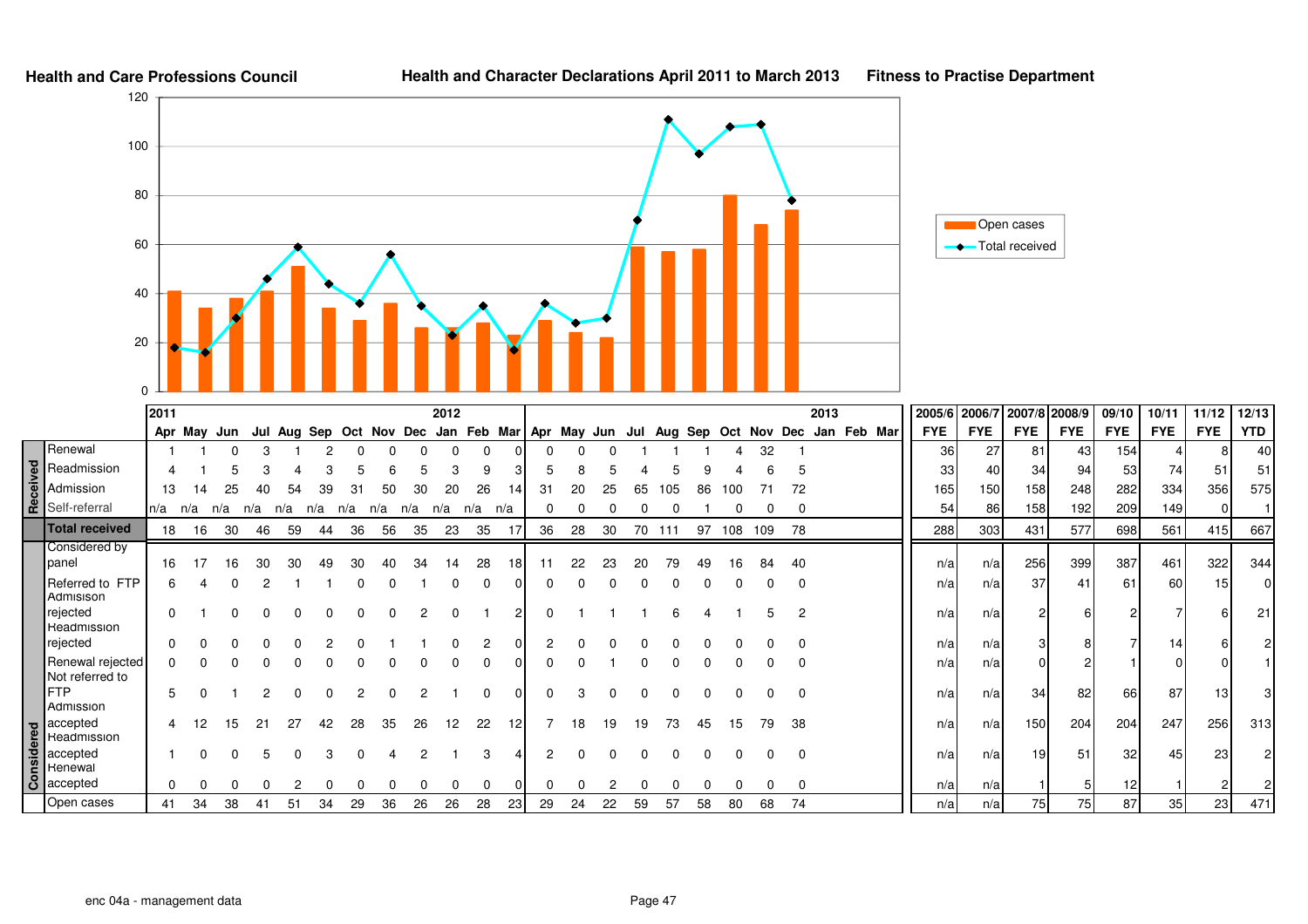**Health and Care Professions Council** | **Health and Character Declarations April 2011 to March 2013** | **Fitness to Practise Department**

120
100
80
60
40
20
0

Open cases
Total received

| | | 2011 Apr | May | Jun | Jul | Aug | Sep | Oct | Nov | Dec | 2012 Jan | Feb | Mar | Apr | May | Jun | Jul | Aug | Sep | Oct | Nov | Dec | 2013 Jan | Feb | Mar | 2005/6 FYE | 2006/7 FYE | 2007/8 FYE | 2008/9 FYE | 09/10 FYE | 10/11 FYE | 11/12 FYE | 12/13 YTD |
|---|---|---|---|---|---|---|---|---|---|---|---|---|---|---|---|---|---|---|---|---|---|---|---|---|---|---|---|---|---|---|---|---|---|
| Received | Renewal | 1 | 1 | 0 | 3 | 1 | 2 | 0 | 0 | 0 | 0 | 0 | 0 | 0 | 0 | 0 | 1 | 1 | 1 | 4 | 32 | 1 | | | | 36 | 27 | 81 | 43 | 154 | 4 | 8 | 40 |
| | Readmission | 4 | 1 | 5 | 3 | 4 | 3 | 5 | 6 | 5 | 3 | 9 | 3 | 5 | 8 | 5 | 4 | 5 | 9 | 4 | 6 | 5 | | | | 33 | 40 | 34 | 94 | 53 | 74 | 51 | 51 |
| | Admission | 13 | 14 | 25 | 40 | 54 | 39 | 31 | 50 | 30 | 20 | 26 | 14 | 31 | 20 | 25 | 65 | 105 | 86 | 100 | 71 | 72 | | | | 165 | 150 | 158 | 248 | 282 | 334 | 356 | 575 |
| | Self-referral | n/a | n/a | n/a | n/a | n/a | n/a | n/a | n/a | n/a | n/a | n/a | n/a | 0 | 0 | 0 | 0 | 0 | 1 | 0 | 0 | 0 | | | | 54 | 86 | 158 | 192 | 209 | 149 | 0 | 1 |
| | **Total received** | 18 | 16 | 30 | 46 | 59 | 44 | 36 | 56 | 35 | 23 | 35 | 17 | 36 | 28 | 30 | 70 | 111 | 97 | 108 | 109 | 78 | | | | 288 | 303 | 431 | 577 | 698 | 561 | 415 | 667 |
| Considered | Considered by panel | 16 | 17 | 16 | 30 | 30 | 49 | 30 | 40 | 34 | 14 | 28 | 18 | 11 | 22 | 23 | 20 | 79 | 49 | 16 | 84 | 40 | | | | n/a | n/a | 256 | 399 | 387 | 461 | 322 | 344 |
| | Referred to FTP | 6 | 4 | 0 | 2 | 1 | 1 | 0 | 0 | 1 | 0 | 0 | 0 | 0 | 0 | 0 | 0 | 0 | 0 | 0 | 0 | 0 | | | | n/a | n/a | 37 | 41 | 61 | 60 | 15 | 0 |
| | Admission rejected | 0 | 1 | 0 | 0 | 0 | 0 | 0 | 0 | 2 | 0 | 1 | 2 | 0 | 1 | 1 | 1 | 6 | 4 | 1 | 5 | 2 | | | | n/a | n/a | 2 | 6 | 2 | 7 | 6 | 21 |
| | Readmission rejected | 0 | 0 | 0 | 0 | 0 | 2 | 0 | 1 | 1 | 0 | 2 | 0 | 2 | 0 | 0 | 0 | 0 | 0 | 0 | 0 | 0 | | | | n/a | n/a | 3 | 8 | 7 | 14 | 6 | 2 |
| | Renewal rejected | 0 | 0 | 0 | 0 | 0 | 0 | 0 | 0 | 0 | 0 | 0 | 0 | 0 | 0 | 1 | 0 | 0 | 0 | 0 | 0 | 0 | | | | n/a | n/a | 0 | 2 | 1 | 0 | 0 | 1 |
| | Not referred to FTP | 5 | 0 | 1 | 2 | 0 | 0 | 2 | 0 | 2 | 1 | 0 | 0 | 0 | 3 | 0 | 0 | 0 | 0 | 0 | 0 | 0 | | | | n/a | n/a | 34 | 82 | 66 | 87 | 13 | 3 |
| | Admission accepted | 4 | 12 | 15 | 21 | 27 | 42 | 28 | 35 | 26 | 12 | 22 | 12 | 7 | 18 | 19 | 19 | 73 | 45 | 15 | 79 | 38 | | | | n/a | n/a | 150 | 204 | 204 | 247 | 256 | 313 |
| | Readmission accepted | 1 | 0 | 0 | 5 | 0 | 3 | 0 | 4 | 2 | 1 | 3 | 4 | 2 | 0 | 0 | 0 | 0 | 0 | 0 | 0 | 0 | | | | n/a | n/a | 19 | 51 | 32 | 45 | 23 | 2 |
| | Renewal accepted | 0 | 0 | 0 | 0 | 2 | 0 | 0 | 0 | 0 | 0 | 0 | 0 | 0 | 0 | 2 | 0 | 0 | 0 | 0 | 0 | 0 | | | | n/a | n/a | 1 | 5 | 12 | 1 | 2 | 2 |
| | Open cases | 41 | 34 | 38 | 41 | 51 | 34 | 29 | 36 | 26 | 26 | 28 | 23 | 29 | 24 | 22 | 59 | 57 | 58 | 80 | 68 | 74 | | | | n/a | n/a | 75 | 75 | 87 | 35 | 23 | 471 |

enc 04a - management data